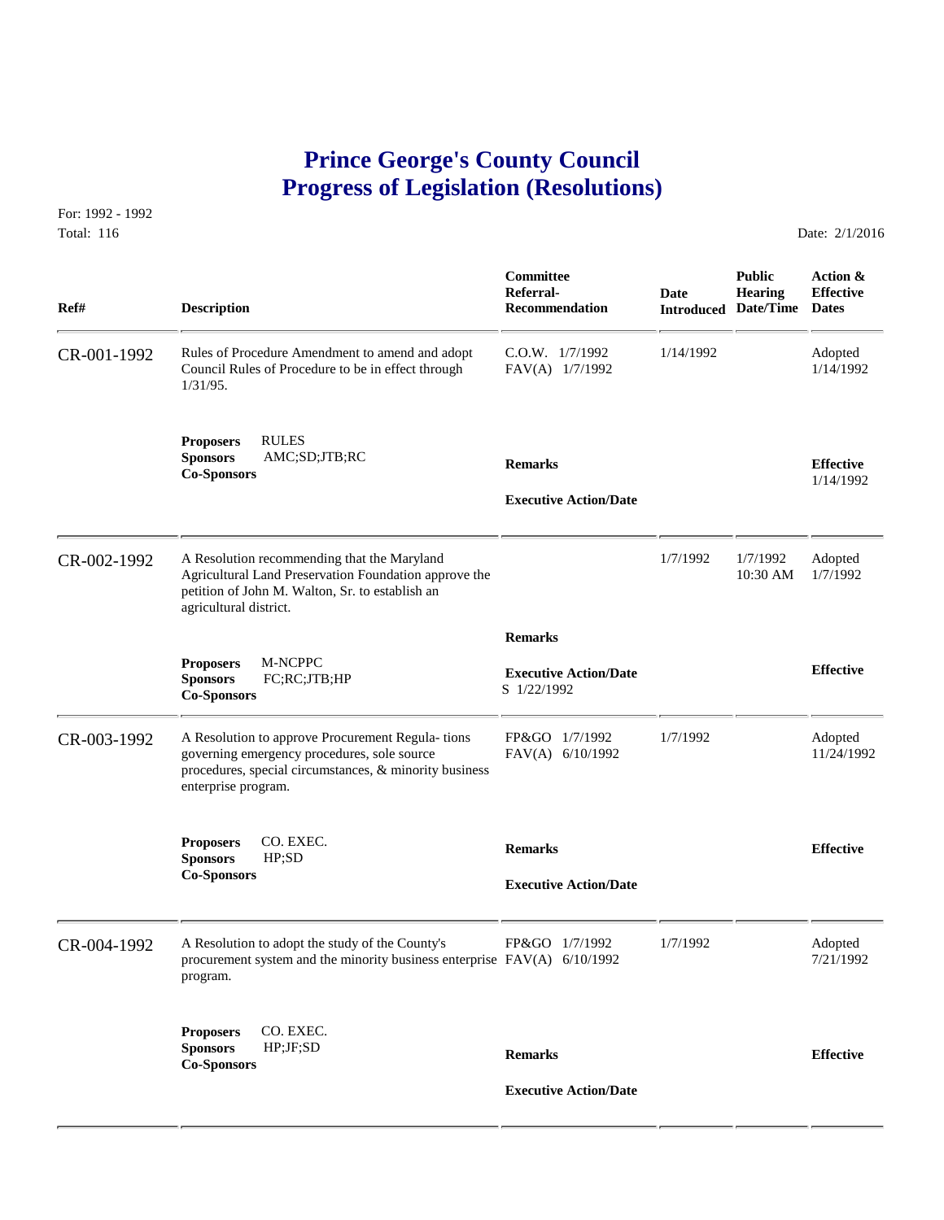# Prince George's County Council
# Progress of Legislation (Resolutions)

For: 1992 - 1992
Total: 116

Date: 2/1/2016

| Ref# | Description | Committee Referral-Recommendation | Date Introduced | Public Hearing Date/Time | Action & Effective Dates |
|---|---|---|---|---|---|
| CR-001-1992 | Rules of Procedure Amendment to amend and adopt Council Rules of Procedure to be in effect through 1/31/95. | C.O.W. 1/7/1992<br>FAV(A) 1/7/1992 | 1/14/1992 | | Adopted<br>1/14/1992 |
| | **Proposers** RULES<br>**Sponsors** AMC;SD;JTB;RC<br>**Co-Sponsors** | **Remarks**<br><br>**Executive Action/Date** | | | **Effective**<br>1/14/1992 |
| CR-002-1992 | A Resolution recommending that the Maryland Agricultural Land Preservation Foundation approve the petition of John M. Walton, Sr. to establish an agricultural district. | | 1/7/1992 | 1/7/1992<br>10:30 AM | Adopted<br>1/7/1992 |
| | **Proposers** M-NCPPC<br>**Sponsors** FC;RC;JTB;HP<br>**Co-Sponsors** | **Remarks**<br><br>**Executive Action/Date**<br>S 1/22/1992 | | | **Effective** |
| CR-003-1992 | A Resolution to approve Procurement Regula- tions governing emergency procedures, sole source procedures, special circumstances, & minority business enterprise program. | FP&GO 1/7/1992<br>FAV(A) 6/10/1992 | 1/7/1992 | | Adopted<br>11/24/1992 |
| | **Proposers** CO. EXEC.<br>**Sponsors** HP;SD<br>**Co-Sponsors** | **Remarks**<br><br>**Executive Action/Date** | | | **Effective** |
| CR-004-1992 | A Resolution to adopt the study of the County's procurement system and the minority business enterprise program. | FP&GO 1/7/1992<br>FAV(A) 6/10/1992 | 1/7/1992 | | Adopted<br>7/21/1992 |
| | **Proposers** CO. EXEC.<br>**Sponsors** HP;JF;SD<br>**Co-Sponsors** | **Remarks**<br><br>**Executive Action/Date** | | | **Effective** |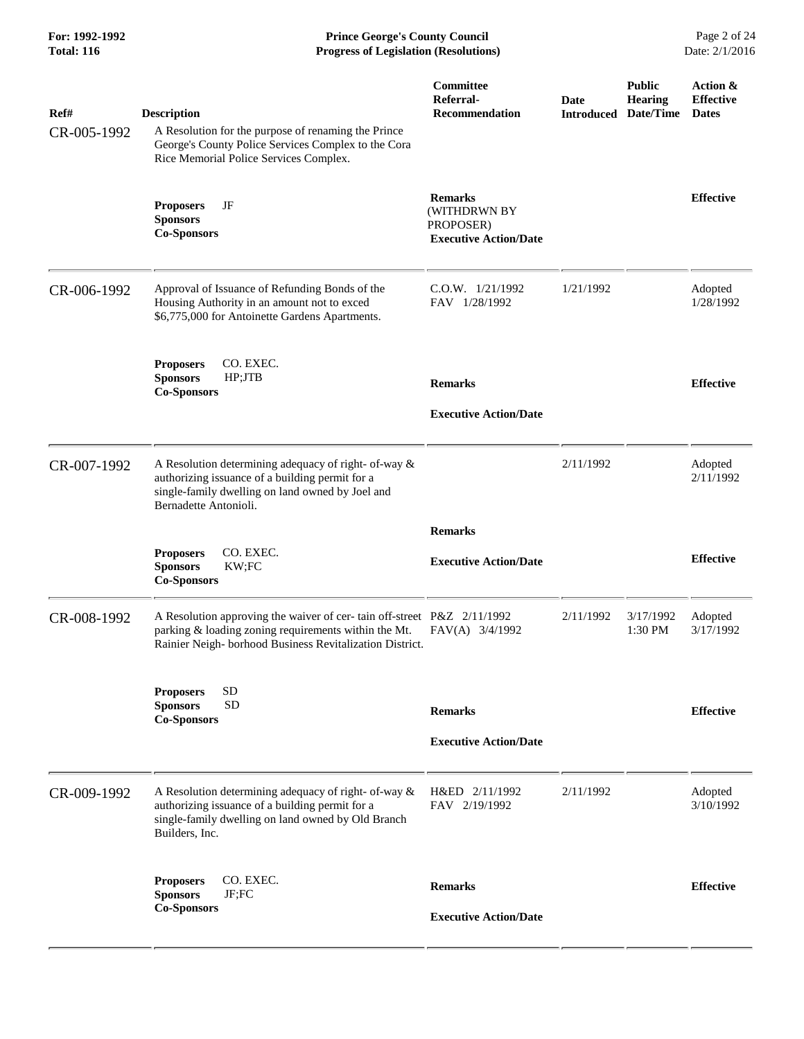| Ref# | Description | Committee Referral-Recommendation | Date Introduced | Public Hearing Date/Time | Action & Effective Dates |
|---|---|---|---|---|---|
| CR-005-1992 | A Resolution for the purpose of renaming the Prince George's County Police Services Complex to the Cora Rice Memorial Police Services Complex.<br><br>**Proposers** JF<br>**Sponsors**<br>**Co-Sponsors** | **Remarks**<br>(WITHDRWN BY PROPOSER)<br>**Executive Action/Date** | | | **Effective** |
| CR-006-1992 | Approval of Issuance of Refunding Bonds of the Housing Authority in an amount not to exced $6,775,000 for Antoinette Gardens Apartments.<br><br>**Proposers** CO. EXEC.<br>**Sponsors** HP;JTB<br>**Co-Sponsors** | C.O.W. 1/21/1992<br>FAV 1/28/1992<br><br>**Remarks**<br><br>**Executive Action/Date** | 1/21/1992 | | Adopted<br>1/28/1992<br><br>**Effective** |
| CR-007-1992 | A Resolution determining adequacy of right- of-way & authorizing issuance of a building permit for a single-family dwelling on land owned by Joel and Bernadette Antonioli.<br><br>**Proposers** CO. EXEC.<br>**Sponsors** KW;FC<br>**Co-Sponsors** | **Remarks**<br><br>**Executive Action/Date** | 2/11/1992 | | Adopted<br>2/11/1992<br><br>**Effective** |
| CR-008-1992 | A Resolution approving the waiver of cer- tain off-street parking & loading zoning requirements within the Mt. Rainier Neigh- borhood Business Revitalization District.<br><br>**Proposers** SD<br>**Sponsors** SD<br>**Co-Sponsors** | P&Z 2/11/1992<br>FAV(A) 3/4/1992<br><br>**Remarks**<br><br>**Executive Action/Date** | 2/11/1992 | 3/17/1992<br>1:30 PM | Adopted<br>3/17/1992<br><br>**Effective** |
| CR-009-1992 | A Resolution determining adequacy of right- of-way & authorizing issuance of a building permit for a single-family dwelling on land owned by Old Branch Builders, Inc.<br><br>**Proposers** CO. EXEC.<br>**Sponsors** JF;FC<br>**Co-Sponsors** | H&ED 2/11/1992<br>FAV 2/19/1992<br><br>**Remarks**<br><br>**Executive Action/Date** | 2/11/1992 | | Adopted<br>3/10/1992<br><br>**Effective** |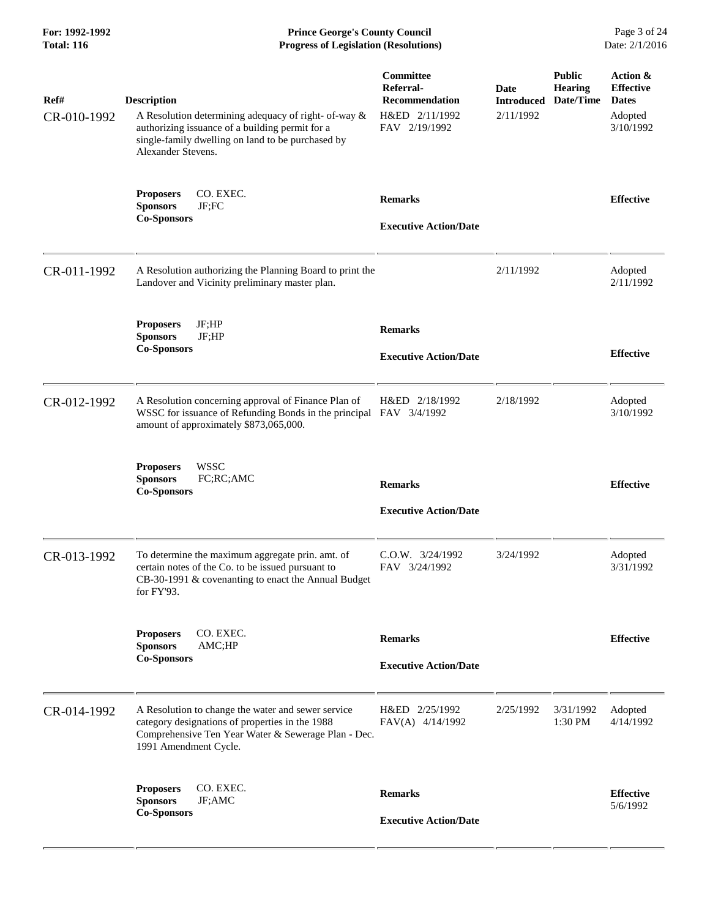| Ref# | Description | Committee Referral-Recommendation | Date Introduced | Public Hearing Date/Time | Action & Effective Dates |
|---|---|---|---|---|---|
| CR-010-1992 | A Resolution determining adequacy of right- of-way & authorizing issuance of a building permit for a single-family dwelling on land to be purchased by Alexander Stevens. | H&ED 2/11/1992<br>FAV 2/19/1992 | 2/11/1992 | | Adopted 3/10/1992 |
| | **Proposers** CO. EXEC.<br>**Sponsors** JF;FC<br>**Co-Sponsors** | **Remarks**<br><br>**Executive Action/Date** | | | **Effective** |
| CR-011-1992 | A Resolution authorizing the Planning Board to print the Landover and Vicinity preliminary master plan. | | 2/11/1992 | | Adopted 2/11/1992 |
| | **Proposers** JF;HP<br>**Sponsors** JF;HP<br>**Co-Sponsors** | **Remarks**<br><br>**Executive Action/Date** | | | **Effective** |
| CR-012-1992 | A Resolution concerning approval of Finance Plan of WSSC for issuance of Refunding Bonds in the principal amount of approximately $873,065,000. | H&ED 2/18/1992<br>FAV 3/4/1992 | 2/18/1992 | | Adopted 3/10/1992 |
| | **Proposers** WSSC<br>**Sponsors** FC;RC;AMC<br>**Co-Sponsors** | **Remarks**<br><br>**Executive Action/Date** | | | **Effective** |
| CR-013-1992 | To determine the maximum aggregate prin. amt. of certain notes of the Co. to be issued pursuant to CB-30-1991 & covenanting to enact the Annual Budget for FY'93. | C.O.W. 3/24/1992<br>FAV 3/24/1992 | 3/24/1992 | | Adopted 3/31/1992 |
| | **Proposers** CO. EXEC.<br>**Sponsors** AMC;HP<br>**Co-Sponsors** | **Remarks**<br><br>**Executive Action/Date** | | | **Effective** |
| CR-014-1992 | A Resolution to change the water and sewer service category designations of properties in the 1988 Comprehensive Ten Year Water & Sewerage Plan - Dec. 1991 Amendment Cycle. | H&ED 2/25/1992<br>FAV(A) 4/14/1992 | 2/25/1992 | 3/31/1992 1:30 PM | Adopted 4/14/1992 |
| | **Proposers** CO. EXEC.<br>**Sponsors** JF;AMC<br>**Co-Sponsors** | **Remarks**<br><br>**Executive Action/Date** | | | **Effective** 5/6/1992 |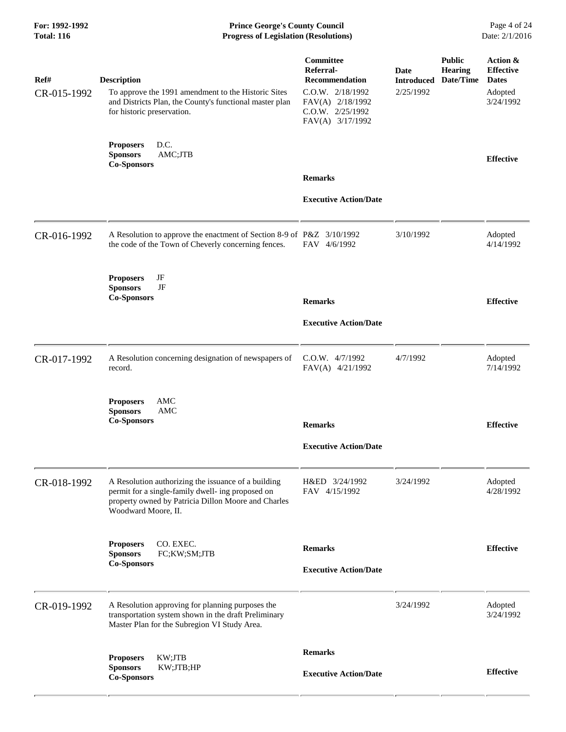| Ref# | Description | Committee Referral-Recommendation | Date Introduced | Public Hearing Date/Time | Action & Effective Dates |
|---|---|---|---|---|---|
| CR-015-1992 | To approve the 1991 amendment to the Historic Sites and Districts Plan, the County's functional master plan for historic preservation.<br><br>**Proposers** D.C.<br>**Sponsors** AMC;JTB<br>**Co-Sponsors** | C.O.W. 2/18/1992<br>FAV(A) 2/18/1992<br>C.O.W. 2/25/1992<br>FAV(A) 3/17/1992<br><br>**Remarks**<br><br>**Executive Action/Date** | 2/25/1992 | | Adopted 3/24/1992<br><br>**Effective** |
| CR-016-1992 | A Resolution to approve the enactment of Section 8-9 of the code of the Town of Cheverly concerning fences.<br><br>**Proposers** JF<br>**Sponsors** JF<br>**Co-Sponsors** | P&Z 3/10/1992<br>FAV 4/6/1992<br><br>**Remarks**<br><br>**Executive Action/Date** | 3/10/1992 | | Adopted 4/14/1992<br><br>**Effective** |
| CR-017-1992 | A Resolution concerning designation of newspapers of record.<br><br>**Proposers** AMC<br>**Sponsors** AMC<br>**Co-Sponsors** | C.O.W. 4/7/1992<br>FAV(A) 4/21/1992<br><br>**Remarks**<br><br>**Executive Action/Date** | 4/7/1992 | | Adopted 7/14/1992<br><br>**Effective** |
| CR-018-1992 | A Resolution authorizing the issuance of a building permit for a single-family dwell- ing proposed on property owned by Patricia Dillon Moore and Charles Woodward Moore, II.<br><br>**Proposers** CO. EXEC.<br>**Sponsors** FC;KW;SM;JTB<br>**Co-Sponsors** | H&ED 3/24/1992<br>FAV 4/15/1992<br><br>**Remarks**<br><br>**Executive Action/Date** | 3/24/1992 | | Adopted 4/28/1992<br><br>**Effective** |
| CR-019-1992 | A Resolution approving for planning purposes the transportation system shown in the draft Preliminary Master Plan for the Subregion VI Study Area.<br><br>**Proposers** KW;JTB<br>**Sponsors** KW;JTB;HP<br>**Co-Sponsors** | **Remarks**<br><br>**Executive Action/Date** | 3/24/1992 | | Adopted 3/24/1992<br><br>**Effective** |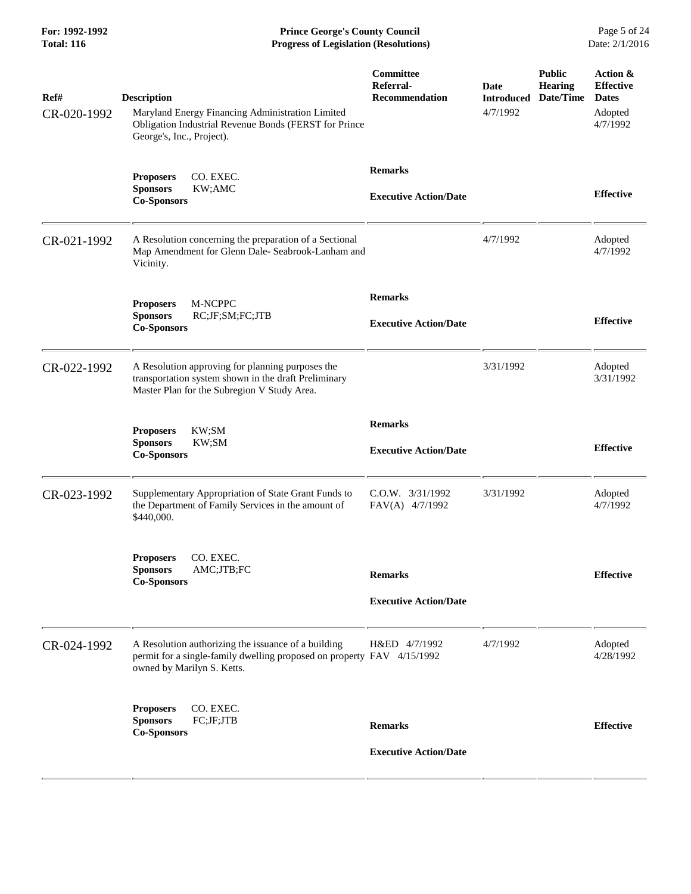| Ref# | Description | Committee Referral-Recommendation | Date Introduced | Public Hearing Date/Time | Action & Effective Dates |
|---|---|---|---|---|---|
| CR-020-1992 | Maryland Energy Financing Administration Limited Obligation Industrial Revenue Bonds (FERST for Prince George's, Inc., Project). | | 4/7/1992 | | Adopted 4/7/1992 |
| | **Proposers** CO. EXEC.<br>**Sponsors** KW;AMC<br>**Co-Sponsors** | **Remarks**<br><br>**Executive Action/Date** | | | **Effective** |
| CR-021-1992 | A Resolution concerning the preparation of a Sectional Map Amendment for Glenn Dale- Seabrook-Lanham and Vicinity. | | 4/7/1992 | | Adopted 4/7/1992 |
| | **Proposers** M-NCPPC<br>**Sponsors** RC;JF;SM;FC;JTB<br>**Co-Sponsors** | **Remarks**<br><br>**Executive Action/Date** | | | **Effective** |
| CR-022-1992 | A Resolution approving for planning purposes the transportation system shown in the draft Preliminary Master Plan for the Subregion V Study Area. | | 3/31/1992 | | Adopted 3/31/1992 |
| | **Proposers** KW;SM<br>**Sponsors** KW;SM<br>**Co-Sponsors** | **Remarks**<br><br>**Executive Action/Date** | | | **Effective** |
| CR-023-1992 | Supplementary Appropriation of State Grant Funds to the Department of Family Services in the amount of $440,000. | C.O.W. 3/31/1992<br>FAV(A) 4/7/1992 | 3/31/1992 | | Adopted 4/7/1992 |
| | **Proposers** CO. EXEC.<br>**Sponsors** AMC;JTB;FC<br>**Co-Sponsors** | **Remarks**<br><br>**Executive Action/Date** | | | **Effective** |
| CR-024-1992 | A Resolution authorizing the issuance of a building permit for a single-family dwelling proposed on property owned by Marilyn S. Ketts. | H&ED 4/7/1992<br>FAV 4/15/1992 | 4/7/1992 | | Adopted 4/28/1992 |
| | **Proposers** CO. EXEC.<br>**Sponsors** FC;JF;JTB<br>**Co-Sponsors** | **Remarks**<br><br>**Executive Action/Date** | | | **Effective** |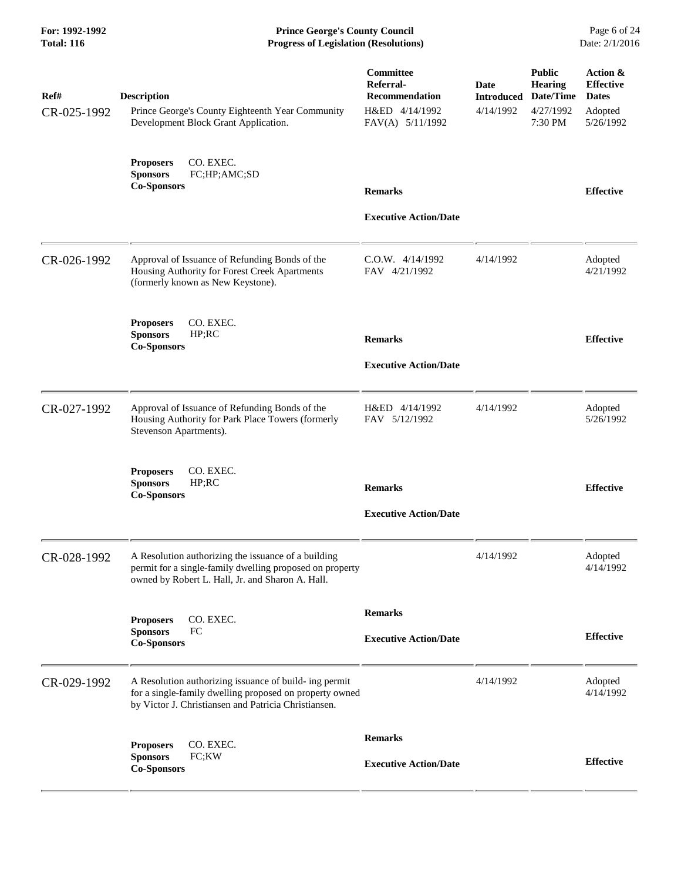| Ref# | Description | Committee Referral-Recommendation | Date Introduced | Public Hearing Date/Time | Action & Effective Dates |
|---|---|---|---|---|---|
| CR-025-1992 | Prince George's County Eighteenth Year Community Development Block Grant Application. | H&ED 4/14/1992 FAV(A) 5/11/1992 | 4/14/1992 | 4/27/1992 7:30 PM | Adopted 5/26/1992 |
| | **Proposers** CO. EXEC. **Sponsors** FC;HP;AMC;SD **Co-Sponsors** | **Remarks** **Executive Action/Date** | | | **Effective** |
| CR-026-1992 | Approval of Issuance of Refunding Bonds of the Housing Authority for Forest Creek Apartments (formerly known as New Keystone). | C.O.W. 4/14/1992 FAV 4/21/1992 | 4/14/1992 | | Adopted 4/21/1992 |
| | **Proposers** CO. EXEC. **Sponsors** HP;RC **Co-Sponsors** | **Remarks** **Executive Action/Date** | | | **Effective** |
| CR-027-1992 | Approval of Issuance of Refunding Bonds of the Housing Authority for Park Place Towers (formerly Stevenson Apartments). | H&ED 4/14/1992 FAV 5/12/1992 | 4/14/1992 | | Adopted 5/26/1992 |
| | **Proposers** CO. EXEC. **Sponsors** HP;RC **Co-Sponsors** | **Remarks** **Executive Action/Date** | | | **Effective** |
| CR-028-1992 | A Resolution authorizing the issuance of a building permit for a single-family dwelling proposed on property owned by Robert L. Hall, Jr. and Sharon A. Hall. | | 4/14/1992 | | Adopted 4/14/1992 |
| | **Proposers** CO. EXEC. **Sponsors** FC **Co-Sponsors** | **Remarks** **Executive Action/Date** | | | **Effective** |
| CR-029-1992 | A Resolution authorizing issuance of build- ing permit for a single-family dwelling proposed on property owned by Victor J. Christiansen and Patricia Christiansen. | | 4/14/1992 | | Adopted 4/14/1992 |
| | **Proposers** CO. EXEC. **Sponsors** FC;KW **Co-Sponsors** | **Remarks** **Executive Action/Date** | | | **Effective** |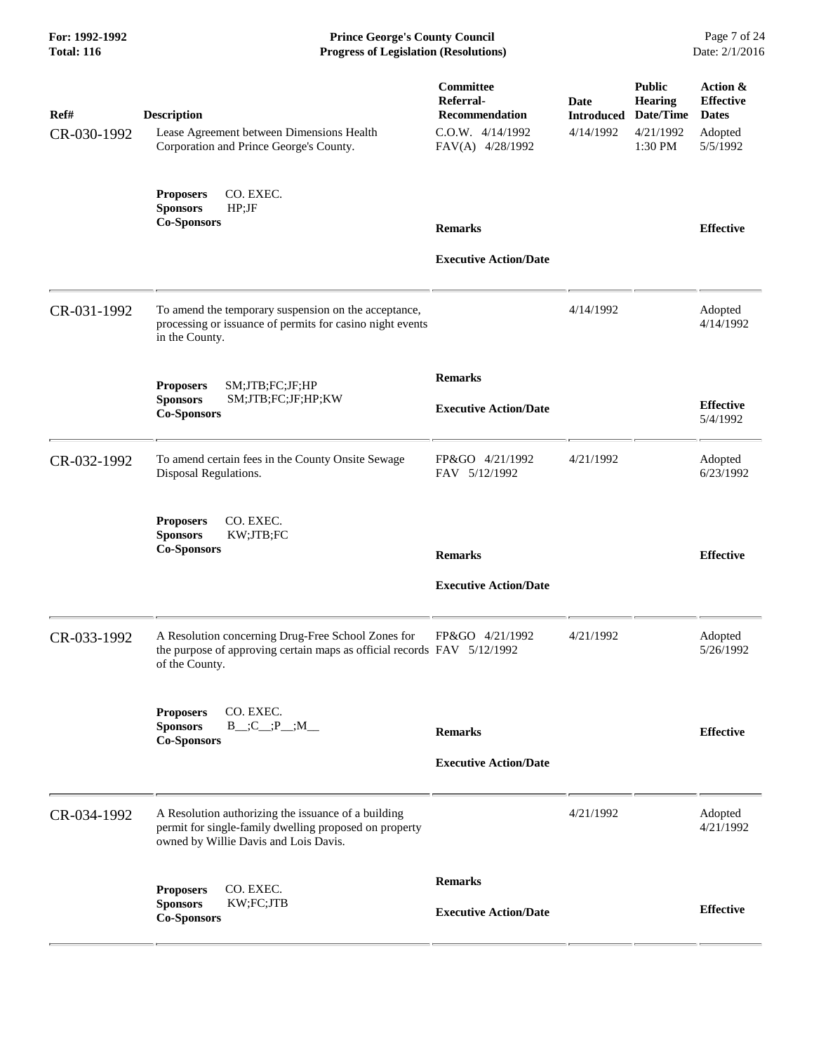| Ref# | Description | Committee Referral-Recommendation | Date Introduced | Public Hearing Date/Time | Action & Effective Dates |
|---|---|---|---|---|---|
| CR-030-1992 | Lease Agreement between Dimensions Health Corporation and Prince George's County. | C.O.W. 4/14/1992<br>FAV(A) 4/28/1992 | 4/14/1992 | 4/21/1992<br>1:30 PM | Adopted<br>5/5/1992 |
| | **Proposers** CO. EXEC.<br>**Sponsors** HP;JF<br>**Co-Sponsors** | **Remarks**<br><br>**Executive Action/Date** | | | **Effective** |
| CR-031-1992 | To amend the temporary suspension on the acceptance, processing or issuance of permits for casino night events in the County. | | 4/14/1992 | | Adopted<br>4/14/1992 |
| | **Proposers** SM;JTB;FC;JF;HP<br>**Sponsors** SM;JTB;FC;JF;HP;KW<br>**Co-Sponsors** | **Remarks**<br><br>**Executive Action/Date** | | | **Effective**<br>5/4/1992 |
| CR-032-1992 | To amend certain fees in the County Onsite Sewage Disposal Regulations. | FP&GO 4/21/1992<br>FAV 5/12/1992 | 4/21/1992 | | Adopted<br>6/23/1992 |
| | **Proposers** CO. EXEC.<br>**Sponsors** KW;JTB;FC<br>**Co-Sponsors** | **Remarks**<br><br>**Executive Action/Date** | | | **Effective** |
| CR-033-1992 | A Resolution concerning Drug-Free School Zones for the purpose of approving certain maps as official records of the County. | FP&GO 4/21/1992<br>FAV 5/12/1992 | 4/21/1992 | | Adopted<br>5/26/1992 |
| | **Proposers** CO. EXEC.<br>**Sponsors** B__;C__;P__;M__<br>**Co-Sponsors** | **Remarks**<br><br>**Executive Action/Date** | | | **Effective** |
| CR-034-1992 | A Resolution authorizing the issuance of a building permit for single-family dwelling proposed on property owned by Willie Davis and Lois Davis. | | 4/21/1992 | | Adopted<br>4/21/1992 |
| | **Proposers** CO. EXEC.<br>**Sponsors** KW;FC;JTB<br>**Co-Sponsors** | **Remarks**<br><br>**Executive Action/Date** | | | **Effective** |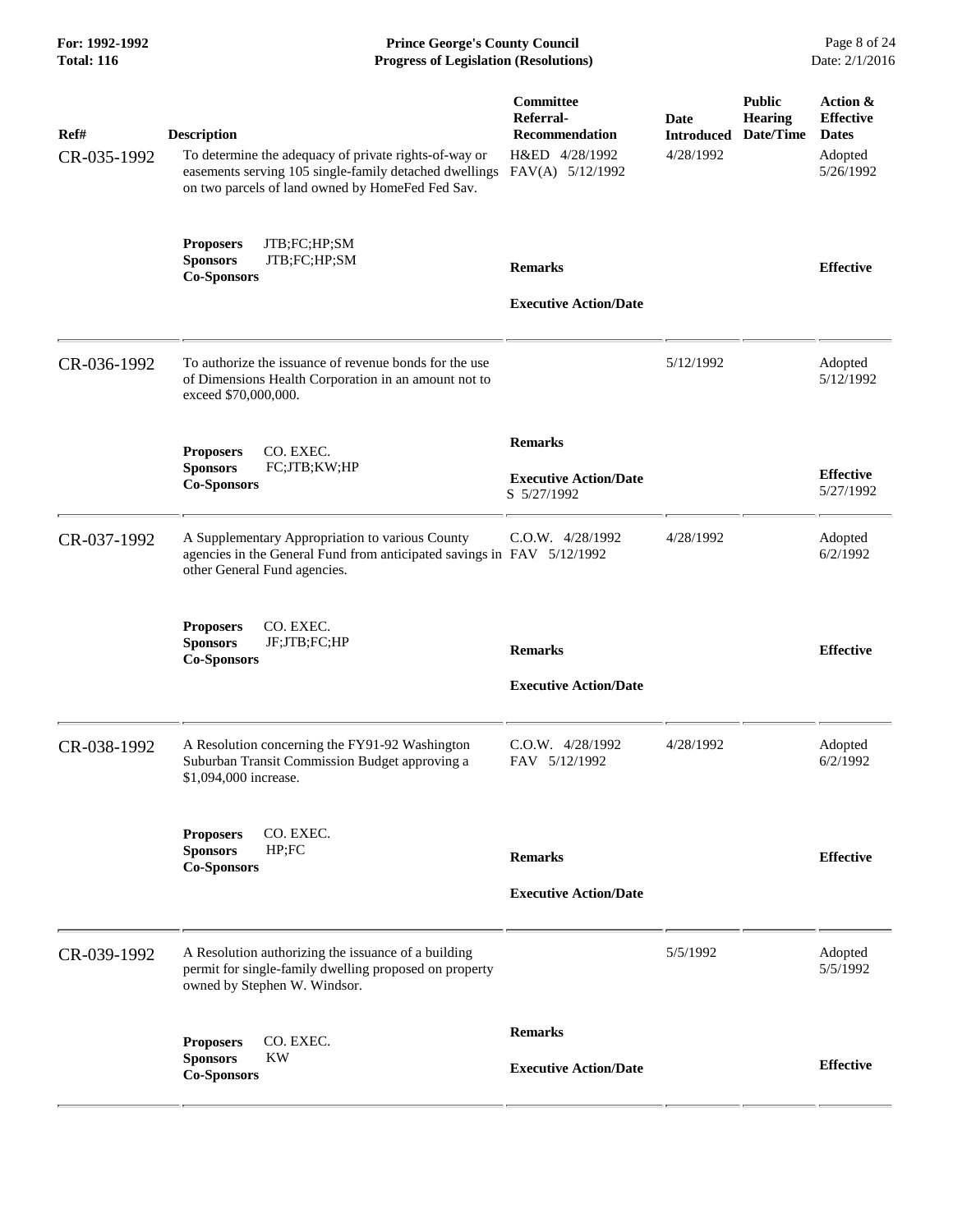| Ref# | Description | Committee Referral-Recommendation | Date Introduced | Public Hearing Date/Time | Action & Effective Dates |
|---|---|---|---|---|---|
| CR-035-1992 | To determine the adequacy of private rights-of-way or easements serving 105 single-family detached dwellings on two parcels of land owned by HomeFed Fed Sav. | H&ED 4/28/1992<br>FAV(A) 5/12/1992 | 4/28/1992 | | Adopted 5/26/1992 |
| | **Proposers** JTB;FC;HP;SM<br>**Sponsors** JTB;FC;HP;SM<br>**Co-Sponsors** | **Remarks**<br><br>**Executive Action/Date** | | | **Effective** |
| CR-036-1992 | To authorize the issuance of revenue bonds for the use of Dimensions Health Corporation in an amount not to exceed $70,000,000. | | 5/12/1992 | | Adopted 5/12/1992 |
| | **Proposers** CO. EXEC.<br>**Sponsors** FC;JTB;KW;HP<br>**Co-Sponsors** | **Remarks**<br><br>**Executive Action/Date**<br>S 5/27/1992 | | | **Effective** 5/27/1992 |
| CR-037-1992 | A Supplementary Appropriation to various County agencies in the General Fund from anticipated savings in other General Fund agencies. | C.O.W. 4/28/1992<br>FAV 5/12/1992 | 4/28/1992 | | Adopted 6/2/1992 |
| | **Proposers** CO. EXEC.<br>**Sponsors** JF;JTB;FC;HP<br>**Co-Sponsors** | **Remarks**<br><br>**Executive Action/Date** | | | **Effective** |
| CR-038-1992 | A Resolution concerning the FY91-92 Washington Suburban Transit Commission Budget approving a $1,094,000 increase. | C.O.W. 4/28/1992<br>FAV 5/12/1992 | 4/28/1992 | | Adopted 6/2/1992 |
| | **Proposers** CO. EXEC.<br>**Sponsors** HP;FC<br>**Co-Sponsors** | **Remarks**<br><br>**Executive Action/Date** | | | **Effective** |
| CR-039-1992 | A Resolution authorizing the issuance of a building permit for single-family dwelling proposed on property owned by Stephen W. Windsor. | | 5/5/1992 | | Adopted 5/5/1992 |
| | **Proposers** CO. EXEC.<br>**Sponsors** KW<br>**Co-Sponsors** | **Remarks**<br><br>**Executive Action/Date** | | | **Effective** |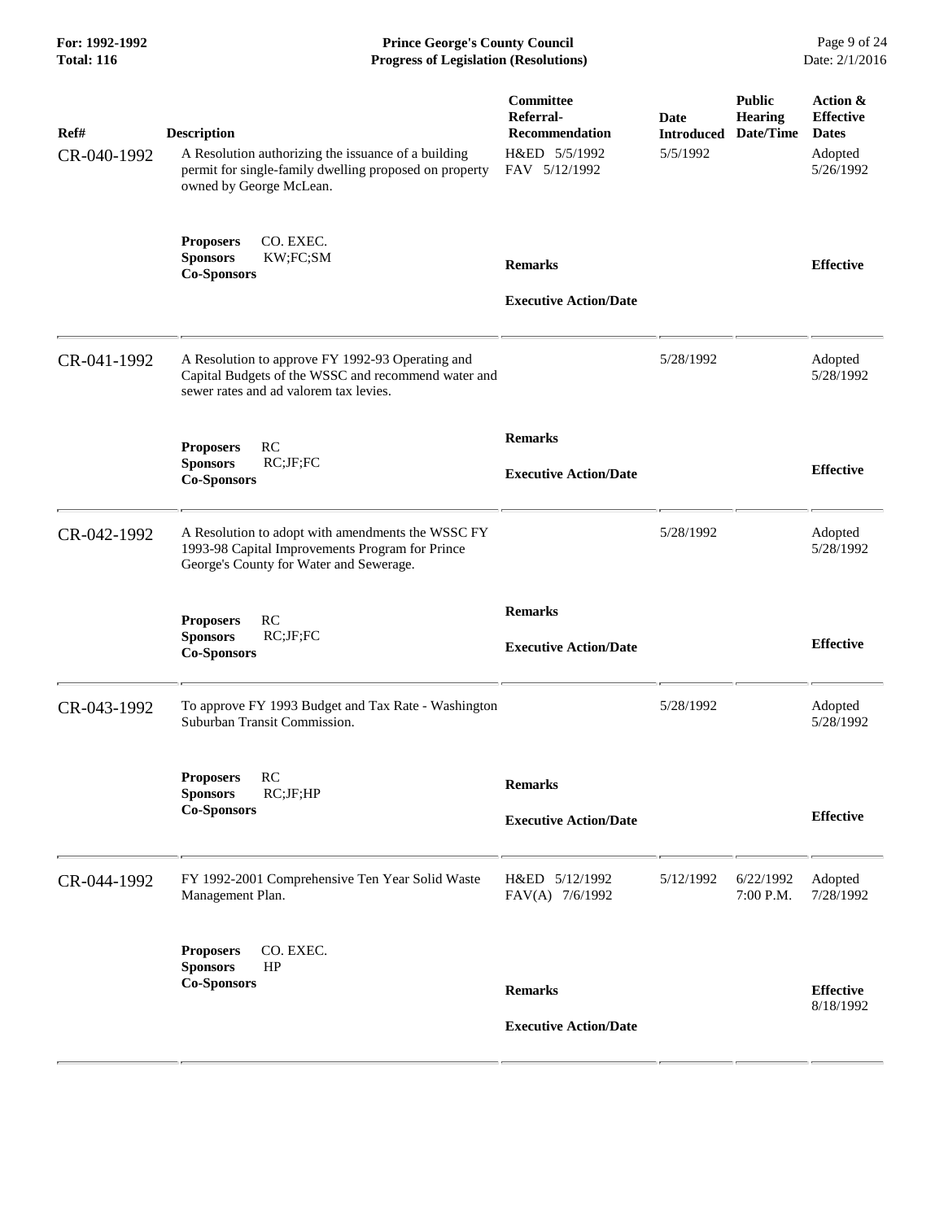| Ref# | Description | Committee Referral-Recommendation | Date Introduced | Public Hearing Date/Time | Action & Effective Dates |
|---|---|---|---|---|---|
| CR-040-1992 | A Resolution authorizing the issuance of a building permit for single-family dwelling proposed on property owned by George McLean. | H&ED 5/5/1992<br>FAV 5/12/1992 | 5/5/1992 | | Adopted 5/26/1992 |
| | **Proposers** CO. EXEC.<br>**Sponsors** KW;FC;SM<br>**Co-Sponsors** | **Remarks**<br><br>**Executive Action/Date** | | | **Effective** |
| CR-041-1992 | A Resolution to approve FY 1992-93 Operating and Capital Budgets of the WSSC and recommend water and sewer rates and ad valorem tax levies. | | 5/28/1992 | | Adopted 5/28/1992 |
| | **Proposers** RC<br>**Sponsors** RC;JF;FC<br>**Co-Sponsors** | **Remarks**<br><br>**Executive Action/Date** | | | **Effective** |
| CR-042-1992 | A Resolution to adopt with amendments the WSSC FY 1993-98 Capital Improvements Program for Prince George's County for Water and Sewerage. | | 5/28/1992 | | Adopted 5/28/1992 |
| | **Proposers** RC<br>**Sponsors** RC;JF;FC<br>**Co-Sponsors** | **Remarks**<br><br>**Executive Action/Date** | | | **Effective** |
| CR-043-1992 | To approve FY 1993 Budget and Tax Rate - Washington Suburban Transit Commission. | | 5/28/1992 | | Adopted 5/28/1992 |
| | **Proposers** RC<br>**Sponsors** RC;JF;HP<br>**Co-Sponsors** | **Remarks**<br><br>**Executive Action/Date** | | | **Effective** |
| CR-044-1992 | FY 1992-2001 Comprehensive Ten Year Solid Waste Management Plan. | H&ED 5/12/1992<br>FAV(A) 7/6/1992 | 5/12/1992 | 6/22/1992 7:00 P.M. | Adopted 7/28/1992 |
| | **Proposers** CO. EXEC.<br>**Sponsors** HP<br>**Co-Sponsors** | **Remarks**<br><br>**Executive Action/Date** | | | **Effective** 8/18/1992 |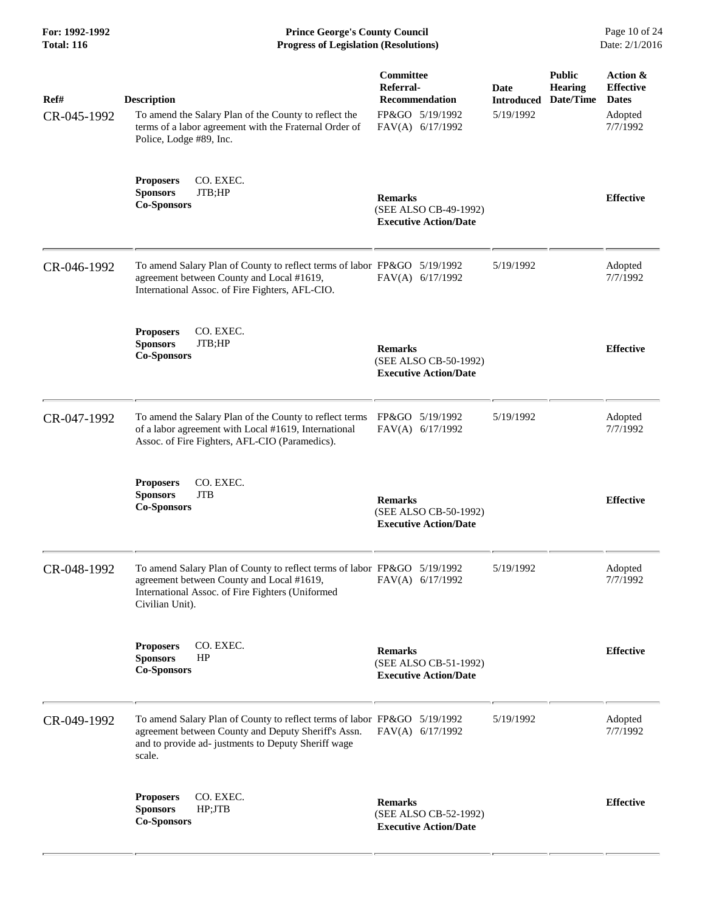| Ref# | Description | Committee Referral-Recommendation | Date Introduced | Public Hearing Date/Time | Action & Effective Dates |
|---|---|---|---|---|---|
| CR-045-1992 | To amend the Salary Plan of the County to reflect the terms of a labor agreement with the Fraternal Order of Police, Lodge #89, Inc. | FP&GO 5/19/1992<br>FAV(A) 6/17/1992 | 5/19/1992 | | Adopted 7/7/1992 |
| | **Proposers** CO. EXEC.<br>**Sponsors** JTB;HP<br>**Co-Sponsors** | **Remarks**<br>(SEE ALSO CB-49-1992)<br>**Executive Action/Date** | | | **Effective** |
| CR-046-1992 | To amend Salary Plan of County to reflect terms of labor agreement between County and Local #1619, International Assoc. of Fire Fighters, AFL-CIO. | FP&GO 5/19/1992<br>FAV(A) 6/17/1992 | 5/19/1992 | | Adopted 7/7/1992 |
| | **Proposers** CO. EXEC.<br>**Sponsors** JTB;HP<br>**Co-Sponsors** | **Remarks**<br>(SEE ALSO CB-50-1992)<br>**Executive Action/Date** | | | **Effective** |
| CR-047-1992 | To amend the Salary Plan of the County to reflect terms of a labor agreement with Local #1619, International Assoc. of Fire Fighters, AFL-CIO (Paramedics). | FP&GO 5/19/1992<br>FAV(A) 6/17/1992 | 5/19/1992 | | Adopted 7/7/1992 |
| | **Proposers** CO. EXEC.<br>**Sponsors** JTB<br>**Co-Sponsors** | **Remarks**<br>(SEE ALSO CB-50-1992)<br>**Executive Action/Date** | | | **Effective** |
| CR-048-1992 | To amend Salary Plan of County to reflect terms of labor agreement between County and Local #1619, International Assoc. of Fire Fighters (Uniformed Civilian Unit). | FP&GO 5/19/1992<br>FAV(A) 6/17/1992 | 5/19/1992 | | Adopted 7/7/1992 |
| | **Proposers** CO. EXEC.<br>**Sponsors** HP<br>**Co-Sponsors** | **Remarks**<br>(SEE ALSO CB-51-1992)<br>**Executive Action/Date** | | | **Effective** |
| CR-049-1992 | To amend Salary Plan of County to reflect terms of labor agreement between County and Deputy Sheriff's Assn. and to provide ad- justments to Deputy Sheriff wage scale. | FP&GO 5/19/1992<br>FAV(A) 6/17/1992 | 5/19/1992 | | Adopted 7/7/1992 |
| | **Proposers** CO. EXEC.<br>**Sponsors** HP;JTB<br>**Co-Sponsors** | **Remarks**<br>(SEE ALSO CB-52-1992)<br>**Executive Action/Date** | | | **Effective** |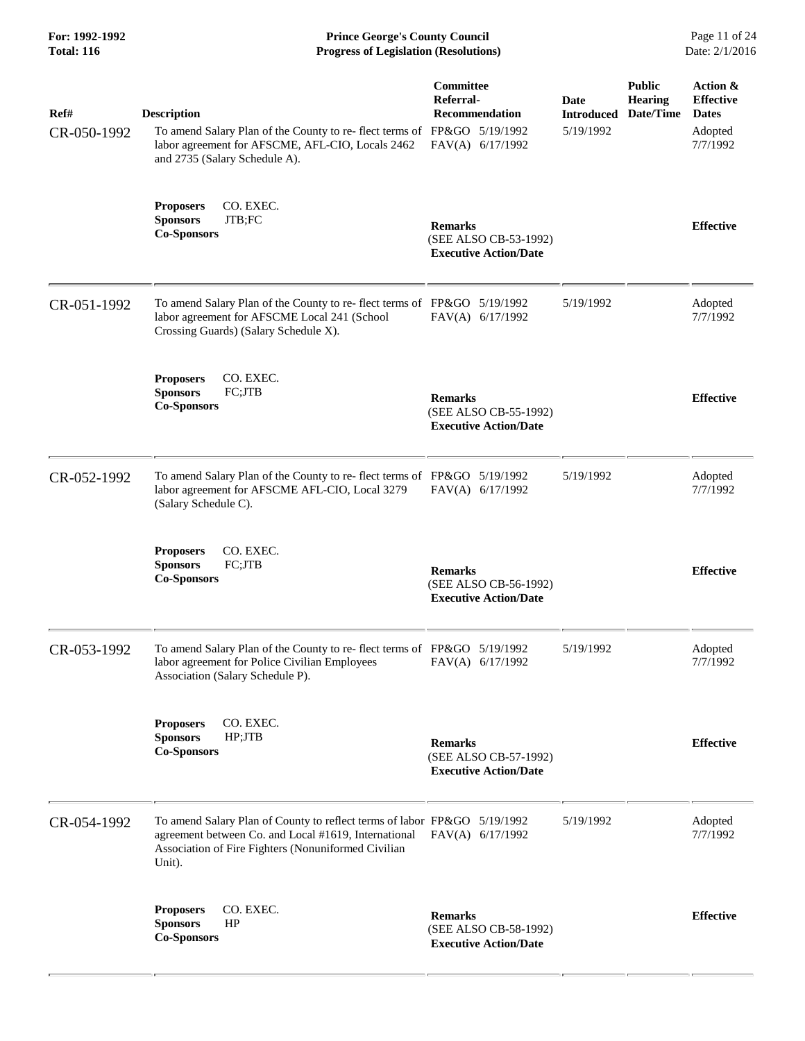| Ref# | Description | Committee Referral-Recommendation | Date Introduced | Public Hearing Date/Time | Action & Effective Dates |
|---|---|---|---|---|---|
| CR-050-1992 | To amend Salary Plan of the County to re- flect terms of labor agreement for AFSCME, AFL-CIO, Locals 2462 and 2735 (Salary Schedule A). | FP&GO 5/19/1992<br>FAV(A) 6/17/1992 | 5/19/1992 | | Adopted 7/7/1992 |
| | **Proposers** CO. EXEC.<br>**Sponsors** JTB;FC<br>**Co-Sponsors** | **Remarks**<br>(SEE ALSO CB-53-1992)<br>**Executive Action/Date** | | | **Effective** |
| CR-051-1992 | To amend Salary Plan of the County to re- flect terms of labor agreement for AFSCME Local 241 (School Crossing Guards) (Salary Schedule X). | FP&GO 5/19/1992<br>FAV(A) 6/17/1992 | 5/19/1992 | | Adopted 7/7/1992 |
| | **Proposers** CO. EXEC.<br>**Sponsors** FC;JTB<br>**Co-Sponsors** | **Remarks**<br>(SEE ALSO CB-55-1992)<br>**Executive Action/Date** | | | **Effective** |
| CR-052-1992 | To amend Salary Plan of the County to re- flect terms of labor agreement for AFSCME AFL-CIO, Local 3279 (Salary Schedule C). | FP&GO 5/19/1992<br>FAV(A) 6/17/1992 | 5/19/1992 | | Adopted 7/7/1992 |
| | **Proposers** CO. EXEC.<br>**Sponsors** FC;JTB<br>**Co-Sponsors** | **Remarks**<br>(SEE ALSO CB-56-1992)<br>**Executive Action/Date** | | | **Effective** |
| CR-053-1992 | To amend Salary Plan of the County to re- flect terms of labor agreement for Police Civilian Employees Association (Salary Schedule P). | FP&GO 5/19/1992<br>FAV(A) 6/17/1992 | 5/19/1992 | | Adopted 7/7/1992 |
| | **Proposers** CO. EXEC.<br>**Sponsors** HP;JTB<br>**Co-Sponsors** | **Remarks**<br>(SEE ALSO CB-57-1992)<br>**Executive Action/Date** | | | **Effective** |
| CR-054-1992 | To amend Salary Plan of County to reflect terms of labor agreement between Co. and Local #1619, International Association of Fire Fighters (Nonuniformed Civilian Unit). | FP&GO 5/19/1992<br>FAV(A) 6/17/1992 | 5/19/1992 | | Adopted 7/7/1992 |
| | **Proposers** CO. EXEC.<br>**Sponsors** HP<br>**Co-Sponsors** | **Remarks**<br>(SEE ALSO CB-58-1992)<br>**Executive Action/Date** | | | **Effective** |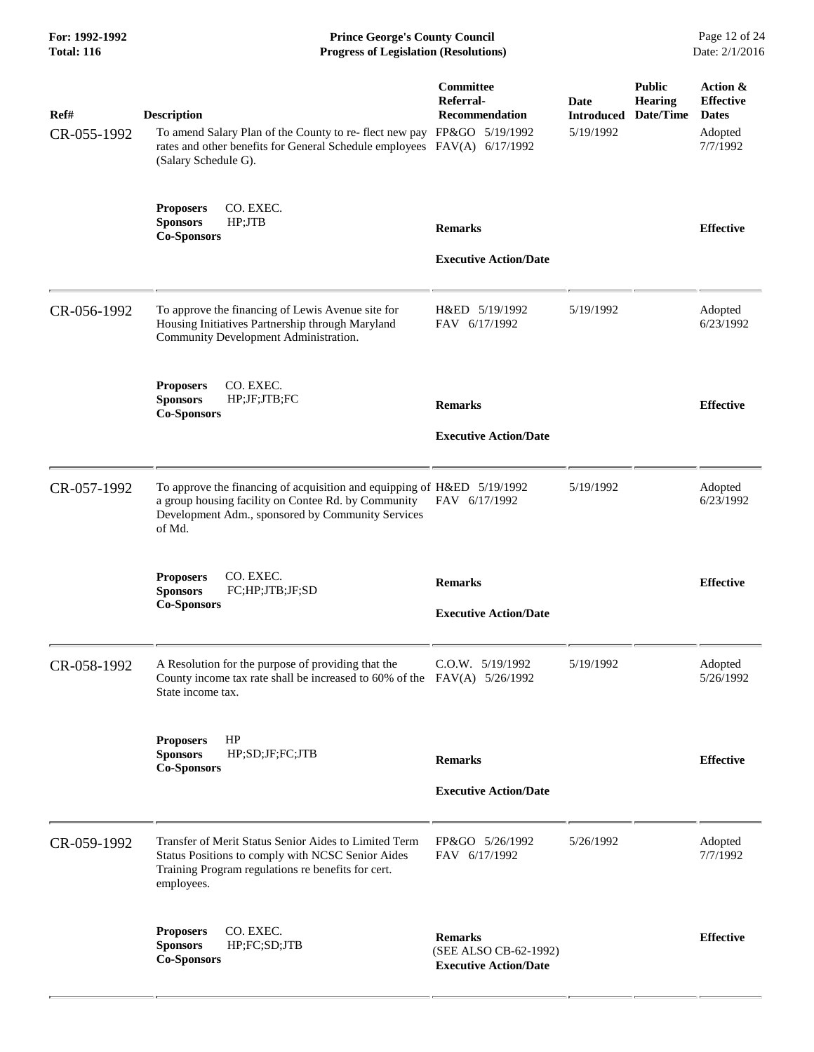| Ref# | Description | Committee Referral-Recommendation | Date Introduced | Public Hearing Date/Time | Action & Effective Dates |
|---|---|---|---|---|---|
| CR-055-1992 | To amend Salary Plan of the County to re- flect new pay rates and other benefits for General Schedule employees (Salary Schedule G). | FP&GO 5/19/1992<br>FAV(A) 6/17/1992 | 5/19/1992 | | Adopted 7/7/1992 |
| | **Proposers** CO. EXEC.<br>**Sponsors** HP;JTB<br>**Co-Sponsors** | **Remarks**<br><br>**Executive Action/Date** | | | **Effective** |
| CR-056-1992 | To approve the financing of Lewis Avenue site for Housing Initiatives Partnership through Maryland Community Development Administration. | H&ED 5/19/1992<br>FAV 6/17/1992 | 5/19/1992 | | Adopted 6/23/1992 |
| | **Proposers** CO. EXEC.<br>**Sponsors** HP;JF;JTB;FC<br>**Co-Sponsors** | **Remarks**<br><br>**Executive Action/Date** | | | **Effective** |
| CR-057-1992 | To approve the financing of acquisition and equipping of a group housing facility on Contee Rd. by Community Development Adm., sponsored by Community Services of Md. | H&ED 5/19/1992<br>FAV 6/17/1992 | 5/19/1992 | | Adopted 6/23/1992 |
| | **Proposers** CO. EXEC.<br>**Sponsors** FC;HP;JTB;JF;SD<br>**Co-Sponsors** | **Remarks**<br><br>**Executive Action/Date** | | | **Effective** |
| CR-058-1992 | A Resolution for the purpose of providing that the County income tax rate shall be increased to 60% of the State income tax. | C.O.W. 5/19/1992<br>FAV(A) 5/26/1992 | 5/19/1992 | | Adopted 5/26/1992 |
| | **Proposers** HP<br>**Sponsors** HP;SD;JF;FC;JTB<br>**Co-Sponsors** | **Remarks**<br><br>**Executive Action/Date** | | | **Effective** |
| CR-059-1992 | Transfer of Merit Status Senior Aides to Limited Term Status Positions to comply with NCSC Senior Aides Training Program regulations re benefits for cert. employees. | FP&GO 5/26/1992<br>FAV 6/17/1992 | 5/26/1992 | | Adopted 7/7/1992 |
| | **Proposers** CO. EXEC.<br>**Sponsors** HP;FC;SD;JTB<br>**Co-Sponsors** | **Remarks**<br>(SEE ALSO CB-62-1992)<br>**Executive Action/Date** | | | **Effective** |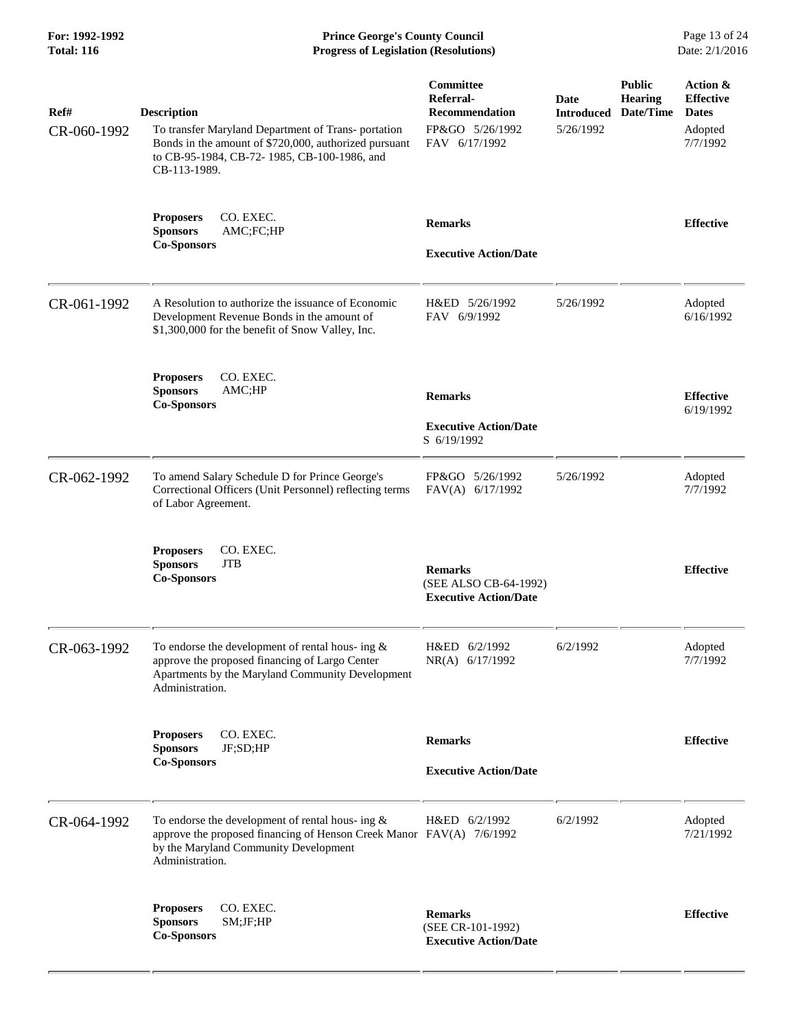| Ref# | Description | Committee Referral-Recommendation | Date Introduced | Public Hearing Date/Time | Action & Effective Dates |
|---|---|---|---|---|---|
| CR-060-1992 | To transfer Maryland Department of Trans- portation Bonds in the amount of $720,000, authorized pursuant to CB-95-1984, CB-72- 1985, CB-100-1986, and CB-113-1989. | FP&GO 5/26/1992<br>FAV 6/17/1992 | 5/26/1992 | | Adopted 7/7/1992 |
| | **Proposers** CO. EXEC.<br>**Sponsors** AMC;FC;HP<br>**Co-Sponsors** | **Remarks**<br><br>**Executive Action/Date** | | | **Effective** |
| CR-061-1992 | A Resolution to authorize the issuance of Economic Development Revenue Bonds in the amount of $1,300,000 for the benefit of Snow Valley, Inc. | H&ED 5/26/1992<br>FAV 6/9/1992 | 5/26/1992 | | Adopted 6/16/1992 |
| | **Proposers** CO. EXEC.<br>**Sponsors** AMC;HP<br>**Co-Sponsors** | **Remarks**<br><br>**Executive Action/Date**<br>S 6/19/1992 | | | **Effective** 6/19/1992 |
| CR-062-1992 | To amend Salary Schedule D for Prince George's Correctional Officers (Unit Personnel) reflecting terms of Labor Agreement. | FP&GO 5/26/1992<br>FAV(A) 6/17/1992 | 5/26/1992 | | Adopted 7/7/1992 |
| | **Proposers** CO. EXEC.<br>**Sponsors** JTB<br>**Co-Sponsors** | **Remarks**<br>(SEE ALSO CB-64-1992)<br>**Executive Action/Date** | | | **Effective** |
| CR-063-1992 | To endorse the development of rental hous- ing & approve the proposed financing of Largo Center Apartments by the Maryland Community Development Administration. | H&ED 6/2/1992<br>NR(A) 6/17/1992 | 6/2/1992 | | Adopted 7/7/1992 |
| | **Proposers** CO. EXEC.<br>**Sponsors** JF;SD;HP<br>**Co-Sponsors** | **Remarks**<br><br>**Executive Action/Date** | | | **Effective** |
| CR-064-1992 | To endorse the development of rental hous- ing & approve the proposed financing of Henson Creek Manor by the Maryland Community Development Administration. | H&ED 6/2/1992<br>FAV(A) 7/6/1992 | 6/2/1992 | | Adopted 7/21/1992 |
| | **Proposers** CO. EXEC.<br>**Sponsors** SM;JF;HP<br>**Co-Sponsors** | **Remarks**<br>(SEE CR-101-1992)<br>**Executive Action/Date** | | | **Effective** |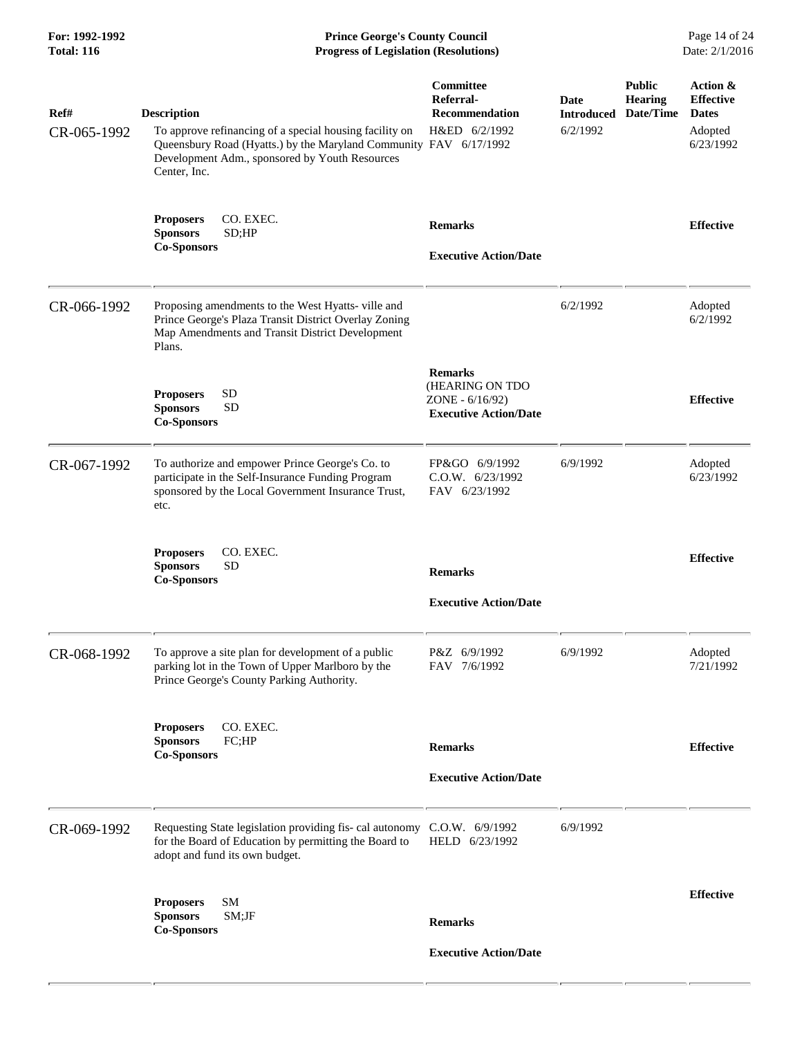| Ref# | Description | Committee Referral-Recommendation | Date Introduced | Public Hearing Date/Time | Action & Effective Dates |
|---|---|---|---|---|---|
| CR-065-1992 | To approve refinancing of a special housing facility on Queensbury Road (Hyatts.) by the Maryland Community Development Adm., sponsored by Youth Resources Center, Inc. | H&ED 6/2/1992<br>FAV 6/17/1992 | 6/2/1992 | | Adopted 6/23/1992 |
| | **Proposers** CO. EXEC.<br>**Sponsors** SD;HP<br>**Co-Sponsors** | **Remarks**<br><br>**Executive Action/Date** | | | **Effective** |
| CR-066-1992 | Proposing amendments to the West Hyatts- ville and Prince George's Plaza Transit District Overlay Zoning Map Amendments and Transit District Development Plans. | | 6/2/1992 | | Adopted 6/2/1992 |
| | **Proposers** SD<br>**Sponsors** SD<br>**Co-Sponsors** | **Remarks**<br>(HEARING ON TDO ZONE - 6/16/92)<br>**Executive Action/Date** | | | **Effective** |
| CR-067-1992 | To authorize and empower Prince George's Co. to participate in the Self-Insurance Funding Program sponsored by the Local Government Insurance Trust, etc. | FP&GO 6/9/1992<br>C.O.W. 6/23/1992<br>FAV 6/23/1992 | 6/9/1992 | | Adopted 6/23/1992 |
| | **Proposers** CO. EXEC.<br>**Sponsors** SD<br>**Co-Sponsors** | **Remarks**<br><br>**Executive Action/Date** | | | **Effective** |
| CR-068-1992 | To approve a site plan for development of a public parking lot in the Town of Upper Marlboro by the Prince George's County Parking Authority. | P&Z 6/9/1992<br>FAV 7/6/1992 | 6/9/1992 | | Adopted 7/21/1992 |
| | **Proposers** CO. EXEC.<br>**Sponsors** FC;HP<br>**Co-Sponsors** | **Remarks**<br><br>**Executive Action/Date** | | | **Effective** |
| CR-069-1992 | Requesting State legislation providing fis- cal autonomy for the Board of Education by permitting the Board to adopt and fund its own budget. | C.O.W. 6/9/1992<br>HELD 6/23/1992 | 6/9/1992 | | |
| | **Proposers** SM<br>**Sponsors** SM;JF<br>**Co-Sponsors** | **Remarks**<br><br>**Executive Action/Date** | | | **Effective** |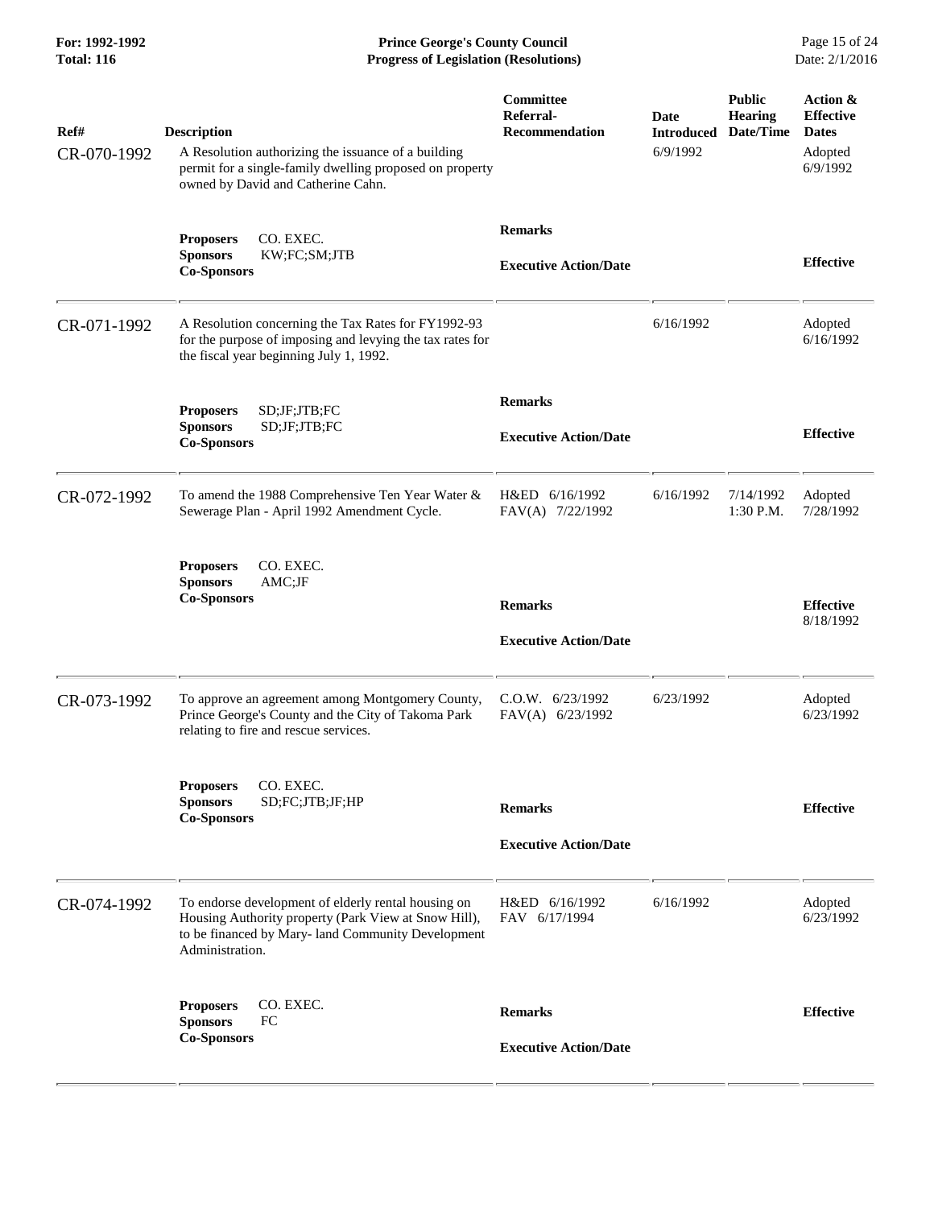| Ref# | Description | Committee Referral-Recommendation | Date Introduced | Public Hearing Date/Time | Action & Effective Dates |
|---|---|---|---|---|---|
| CR-070-1992 | A Resolution authorizing the issuance of a building permit for a single-family dwelling proposed on property owned by David and Catherine Cahn. | | 6/9/1992 | | Adopted 6/9/1992 |
| | **Proposers** CO. EXEC.<br>**Sponsors** KW;FC;SM;JTB<br>**Co-Sponsors** | **Remarks**<br>**Executive Action/Date** | | | **Effective** |
| CR-071-1992 | A Resolution concerning the Tax Rates for FY1992-93 for the purpose of imposing and levying the tax rates for the fiscal year beginning July 1, 1992. | | 6/16/1992 | | Adopted 6/16/1992 |
| | **Proposers** SD;JF;JTB;FC<br>**Sponsors** SD;JF;JTB;FC<br>**Co-Sponsors** | **Remarks**<br>**Executive Action/Date** | | | **Effective** |
| CR-072-1992 | To amend the 1988 Comprehensive Ten Year Water & Sewerage Plan - April 1992 Amendment Cycle. | H&ED 6/16/1992<br>FAV(A) 7/22/1992 | 6/16/1992 | 7/14/1992 1:30 P.M. | Adopted 7/28/1992 |
| | **Proposers** CO. EXEC.<br>**Sponsors** AMC;JF<br>**Co-Sponsors** | **Remarks**<br>**Executive Action/Date** | | | **Effective** 8/18/1992 |
| CR-073-1992 | To approve an agreement among Montgomery County, Prince George's County and the City of Takoma Park relating to fire and rescue services. | C.O.W. 6/23/1992<br>FAV(A) 6/23/1992 | 6/23/1992 | | Adopted 6/23/1992 |
| | **Proposers** CO. EXEC.<br>**Sponsors** SD;FC;JTB;JF;HP<br>**Co-Sponsors** | **Remarks**<br>**Executive Action/Date** | | | **Effective** |
| CR-074-1992 | To endorse development of elderly rental housing on Housing Authority property (Park View at Snow Hill), to be financed by Mary- land Community Development Administration. | H&ED 6/16/1992<br>FAV 6/17/1994 | 6/16/1992 | | Adopted 6/23/1992 |
| | **Proposers** CO. EXEC.<br>**Sponsors** FC<br>**Co-Sponsors** | **Remarks**<br>**Executive Action/Date** | | | **Effective** |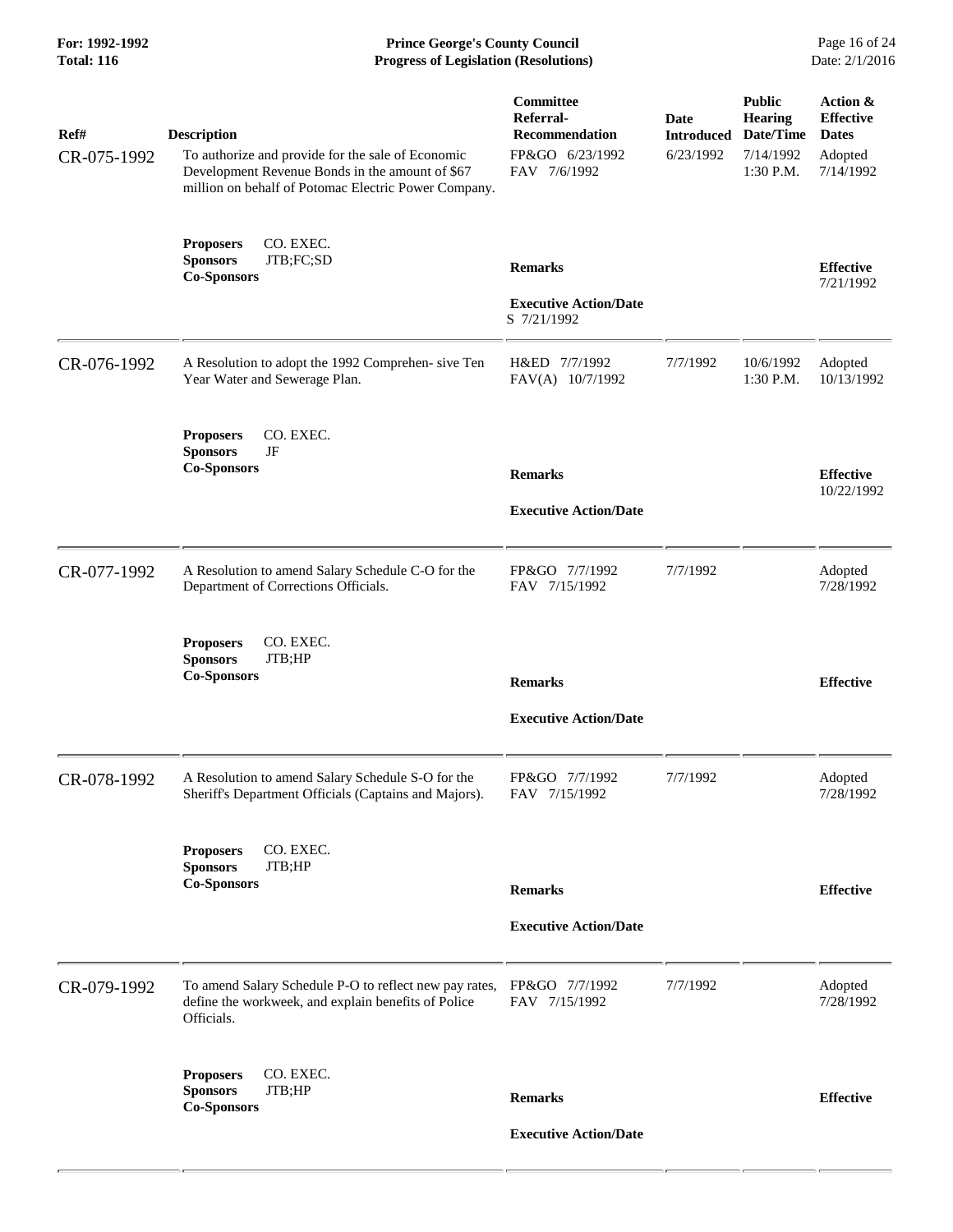| Ref# | Description | Committee Referral-Recommendation | Date Introduced | Public Hearing Date/Time | Action & Effective Dates |
|---|---|---|---|---|---|
| CR-075-1992 | To authorize and provide for the sale of Economic Development Revenue Bonds in the amount of $67 million on behalf of Potomac Electric Power Company. | FP&GO 6/23/1992<br>FAV 7/6/1992 | 6/23/1992 | 7/14/1992<br>1:30 P.M. | Adopted<br>7/14/1992 |
| | **Proposers** CO. EXEC.<br>**Sponsors** JTB;FC;SD<br>**Co-Sponsors** | **Remarks**<br><br>**Executive Action/Date**<br>S 7/21/1992 | | | **Effective**<br>7/21/1992 |
| CR-076-1992 | A Resolution to adopt the 1992 Comprehen- sive Ten Year Water and Sewerage Plan. | H&ED 7/7/1992<br>FAV(A) 10/7/1992 | 7/7/1992 | 10/6/1992<br>1:30 P.M. | Adopted<br>10/13/1992 |
| | **Proposers** CO. EXEC.<br>**Sponsors** JF<br>**Co-Sponsors** | **Remarks**<br><br>**Executive Action/Date** | | | **Effective**<br>10/22/1992 |
| CR-077-1992 | A Resolution to amend Salary Schedule C-O for the Department of Corrections Officials. | FP&GO 7/7/1992<br>FAV 7/15/1992 | 7/7/1992 | | Adopted<br>7/28/1992 |
| | **Proposers** CO. EXEC.<br>**Sponsors** JTB;HP<br>**Co-Sponsors** | **Remarks**<br><br>**Executive Action/Date** | | | **Effective** |
| CR-078-1992 | A Resolution to amend Salary Schedule S-O for the Sheriff's Department Officials (Captains and Majors). | FP&GO 7/7/1992<br>FAV 7/15/1992 | 7/7/1992 | | Adopted<br>7/28/1992 |
| | **Proposers** CO. EXEC.<br>**Sponsors** JTB;HP<br>**Co-Sponsors** | **Remarks**<br><br>**Executive Action/Date** | | | **Effective** |
| CR-079-1992 | To amend Salary Schedule P-O to reflect new pay rates, define the workweek, and explain benefits of Police Officials. | FP&GO 7/7/1992<br>FAV 7/15/1992 | 7/7/1992 | | Adopted<br>7/28/1992 |
| | **Proposers** CO. EXEC.<br>**Sponsors** JTB;HP<br>**Co-Sponsors** | **Remarks**<br><br>**Executive Action/Date** | | | **Effective** |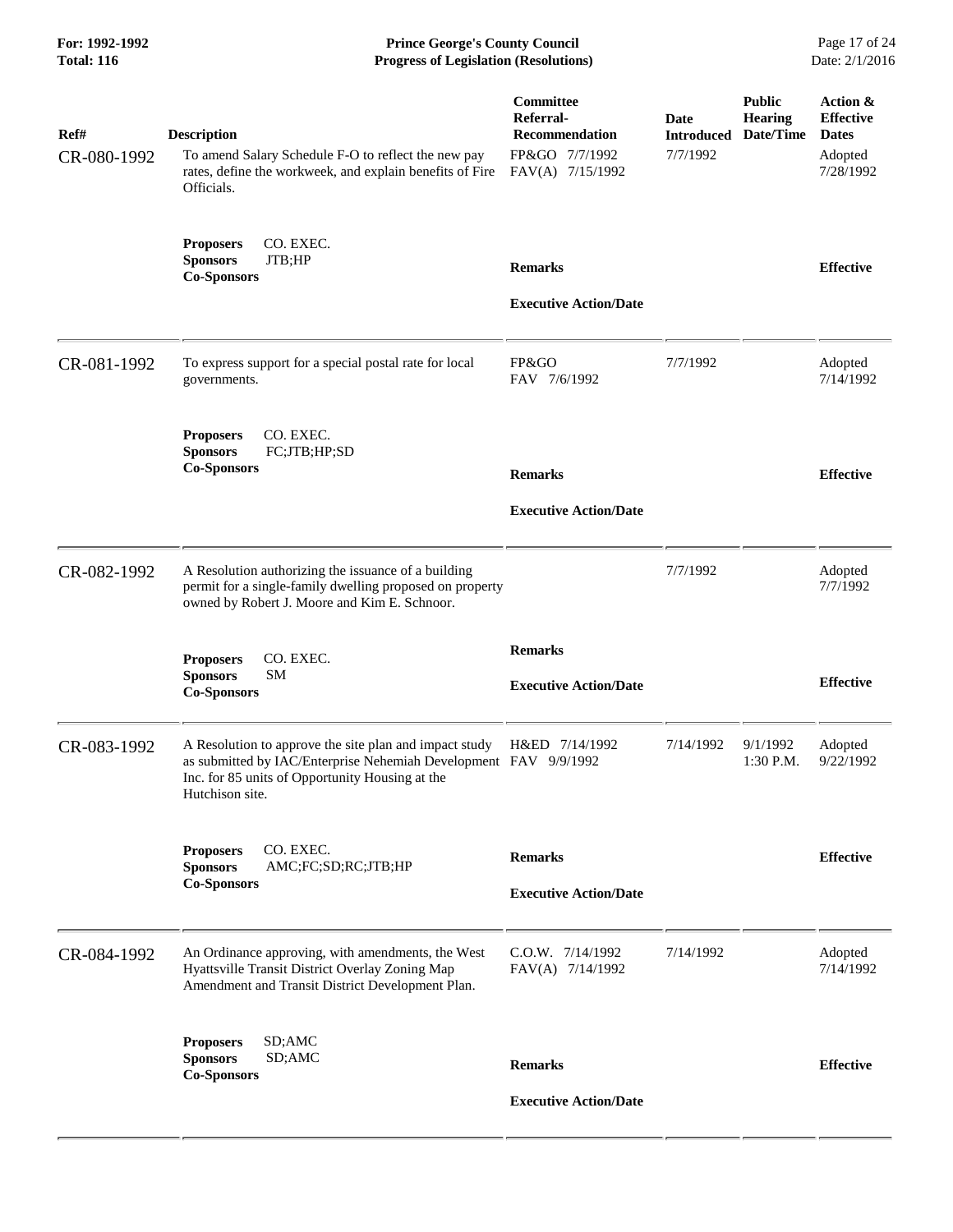| Ref# | Description | Committee Referral-Recommendation | Date Introduced | Public Hearing Date/Time | Action & Effective Dates |
|---|---|---|---|---|---|
| CR-080-1992 | To amend Salary Schedule F-O to reflect the new pay rates, define the workweek, and explain benefits of Fire Officials. | FP&GO 7/7/1992<br>FAV(A) 7/15/1992 | 7/7/1992 | | Adopted<br>7/28/1992 |
| | **Proposers** CO. EXEC.<br>**Sponsors** JTB;HP<br>**Co-Sponsors** | **Remarks**<br><br>**Executive Action/Date** | | | **Effective** |
| CR-081-1992 | To express support for a special postal rate for local governments. | FP&GO<br>FAV 7/6/1992 | 7/7/1992 | | Adopted<br>7/14/1992 |
| | **Proposers** CO. EXEC.<br>**Sponsors** FC;JTB;HP;SD<br>**Co-Sponsors** | **Remarks**<br><br>**Executive Action/Date** | | | **Effective** |
| CR-082-1992 | A Resolution authorizing the issuance of a building permit for a single-family dwelling proposed on property owned by Robert J. Moore and Kim E. Schnoor. | | 7/7/1992 | | Adopted<br>7/7/1992 |
| | **Proposers** CO. EXEC.<br>**Sponsors** SM<br>**Co-Sponsors** | **Remarks**<br><br>**Executive Action/Date** | | | **Effective** |
| CR-083-1992 | A Resolution to approve the site plan and impact study as submitted by IAC/Enterprise Nehemiah Development Inc. for 85 units of Opportunity Housing at the Hutchison site. | H&ED 7/14/1992<br>FAV 9/9/1992 | 7/14/1992 | 9/1/1992<br>1:30 P.M. | Adopted<br>9/22/1992 |
| | **Proposers** CO. EXEC.<br>**Sponsors** AMC;FC;SD;RC;JTB;HP<br>**Co-Sponsors** | **Remarks**<br><br>**Executive Action/Date** | | | **Effective** |
| CR-084-1992 | An Ordinance approving, with amendments, the West Hyattsville Transit District Overlay Zoning Map Amendment and Transit District Development Plan. | C.O.W. 7/14/1992<br>FAV(A) 7/14/1992 | 7/14/1992 | | Adopted<br>7/14/1992 |
| | **Proposers** SD;AMC<br>**Sponsors** SD;AMC<br>**Co-Sponsors** | **Remarks**<br><br>**Executive Action/Date** | | | **Effective** |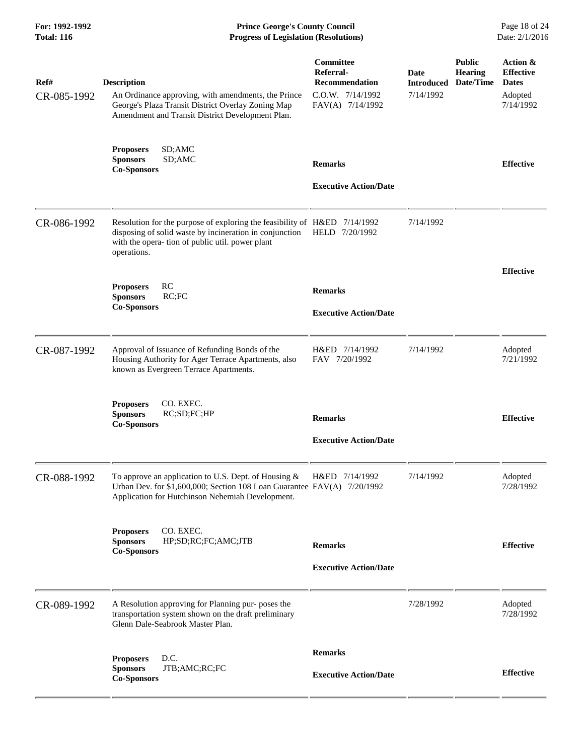| Ref# | Description | Committee Referral-Recommendation | Date Introduced | Public Hearing Date/Time | Action & Effective Dates |
|---|---|---|---|---|---|
| CR-085-1992 | An Ordinance approving, with amendments, the Prince George's Plaza Transit District Overlay Zoning Map Amendment and Transit District Development Plan. | C.O.W. 7/14/1992<br>FAV(A) 7/14/1992 | 7/14/1992 | | Adopted<br>7/14/1992 |
| | **Proposers** SD;AMC<br>**Sponsors** SD;AMC<br>**Co-Sponsors** | **Remarks**<br><br>**Executive Action/Date** | | | **Effective** |
| CR-086-1992 | Resolution for the purpose of exploring the feasibility of disposing of solid waste by incineration in conjunction with the opera- tion of public util. power plant operations. | H&ED 7/14/1992<br>HELD 7/20/1992 | 7/14/1992 | | |
| | **Proposers** RC<br>**Sponsors** RC;FC<br>**Co-Sponsors** | **Remarks**<br><br>**Executive Action/Date** | | | **Effective** |
| CR-087-1992 | Approval of Issuance of Refunding Bonds of the Housing Authority for Ager Terrace Apartments, also known as Evergreen Terrace Apartments. | H&ED 7/14/1992<br>FAV 7/20/1992 | 7/14/1992 | | Adopted<br>7/21/1992 |
| | **Proposers** CO. EXEC.<br>**Sponsors** RC;SD;FC;HP<br>**Co-Sponsors** | **Remarks**<br><br>**Executive Action/Date** | | | **Effective** |
| CR-088-1992 | To approve an application to U.S. Dept. of Housing & Urban Dev. for $1,600,000; Section 108 Loan Guarantee Application for Hutchinson Nehemiah Development. | H&ED 7/14/1992<br>FAV(A) 7/20/1992 | 7/14/1992 | | Adopted<br>7/28/1992 |
| | **Proposers** CO. EXEC.<br>**Sponsors** HP;SD;RC;FC;AMC;JTB<br>**Co-Sponsors** | **Remarks**<br><br>**Executive Action/Date** | | | **Effective** |
| CR-089-1992 | A Resolution approving for Planning pur- poses the transportation system shown on the draft preliminary Glenn Dale-Seabrook Master Plan. | | 7/28/1992 | | Adopted<br>7/28/1992 |
| | **Proposers** D.C.<br>**Sponsors** JTB;AMC;RC;FC<br>**Co-Sponsors** | **Remarks**<br><br>**Executive Action/Date** | | | **Effective** |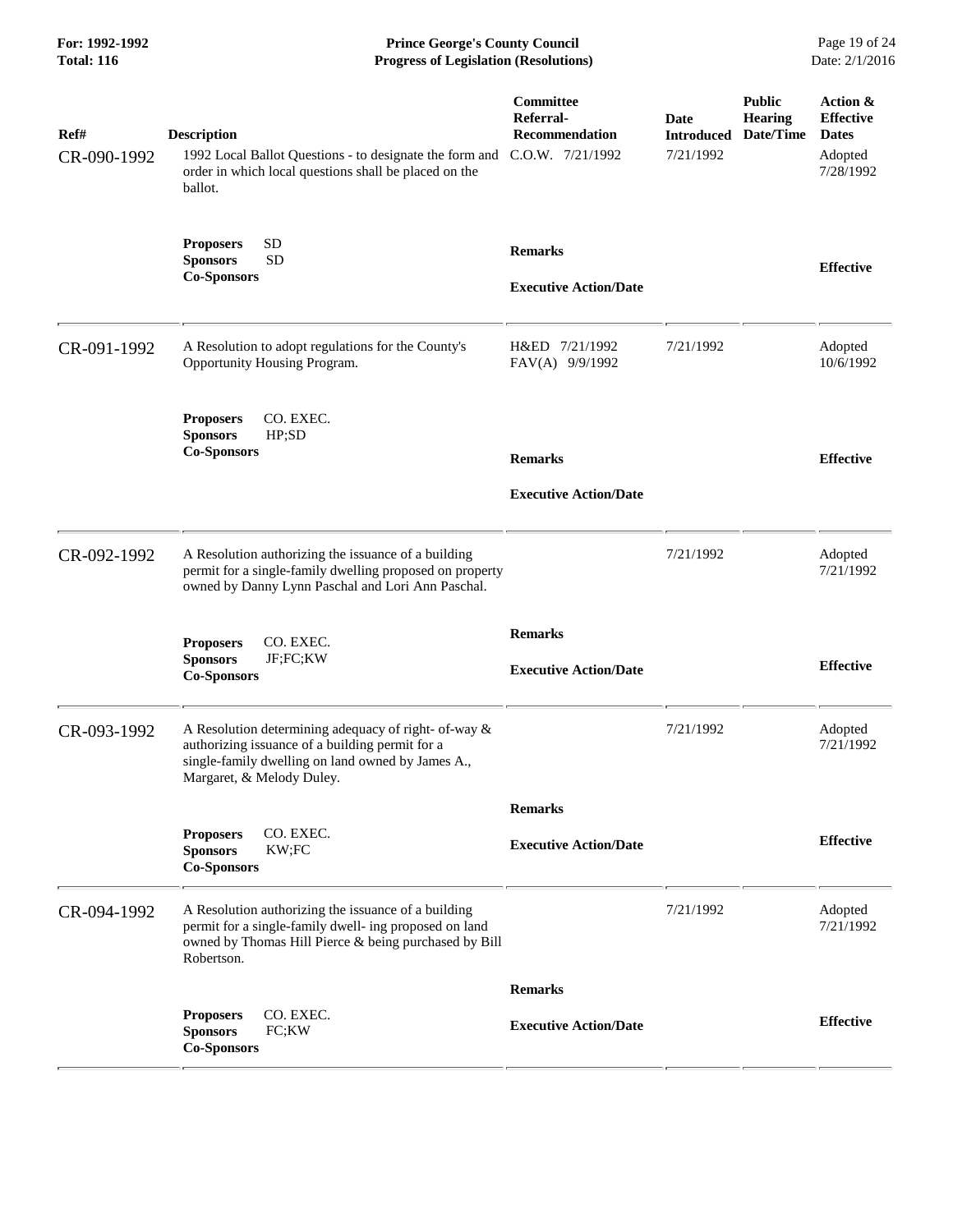| Ref# | Description | Committee Referral-Recommendation | Date Introduced | Public Hearing Date/Time | Action & Effective Dates |
|---|---|---|---|---|---|
| CR-090-1992 | 1992 Local Ballot Questions - to designate the form and order in which local questions shall be placed on the ballot. | C.O.W. 7/21/1992 | 7/21/1992 | | Adopted 7/28/1992 |
| | **Proposers** SD<br>**Sponsors** SD<br>**Co-Sponsors** | **Remarks**<br><br>**Executive Action/Date** | | | **Effective** |
| CR-091-1992 | A Resolution to adopt regulations for the County's Opportunity Housing Program. | H&ED 7/21/1992<br>FAV(A) 9/9/1992 | 7/21/1992 | | Adopted 10/6/1992 |
| | **Proposers** CO. EXEC.<br>**Sponsors** HP;SD<br>**Co-Sponsors** | **Remarks**<br><br>**Executive Action/Date** | | | **Effective** |
| CR-092-1992 | A Resolution authorizing the issuance of a building permit for a single-family dwelling proposed on property owned by Danny Lynn Paschal and Lori Ann Paschal. | | 7/21/1992 | | Adopted 7/21/1992 |
| | **Proposers** CO. EXEC.<br>**Sponsors** JF;FC;KW<br>**Co-Sponsors** | **Remarks**<br><br>**Executive Action/Date** | | | **Effective** |
| CR-093-1992 | A Resolution determining adequacy of right- of-way & authorizing issuance of a building permit for a single-family dwelling on land owned by James A., Margaret, & Melody Duley. | | 7/21/1992 | | Adopted 7/21/1992 |
| | **Proposers** CO. EXEC.<br>**Sponsors** KW;FC<br>**Co-Sponsors** | **Remarks**<br><br>**Executive Action/Date** | | | **Effective** |
| CR-094-1992 | A Resolution authorizing the issuance of a building permit for a single-family dwell- ing proposed on land owned by Thomas Hill Pierce & being purchased by Bill Robertson. | | 7/21/1992 | | Adopted 7/21/1992 |
| | **Proposers** CO. EXEC.<br>**Sponsors** FC;KW<br>**Co-Sponsors** | **Remarks**<br><br>**Executive Action/Date** | | | **Effective** |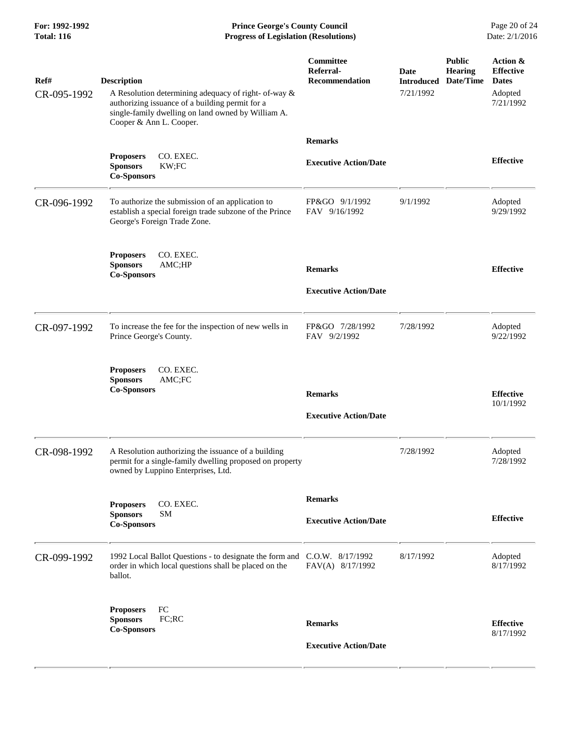| Ref# | Description | Committee Referral-Recommendation | Date Introduced | Public Hearing Date/Time | Action & Effective Dates |
|---|---|---|---|---|---|
| CR-095-1992 | A Resolution determining adequacy of right- of-way & authorizing issuance of a building permit for a single-family dwelling on land owned by William A. Cooper & Ann L. Cooper. | | 7/21/1992 | | Adopted 7/21/1992 |
| | **Proposers** CO. EXEC. **Sponsors** KW;FC **Co-Sponsors** | **Remarks** **Executive Action/Date** | | | **Effective** |
| CR-096-1992 | To authorize the submission of an application to establish a special foreign trade subzone of the Prince George's Foreign Trade Zone. | FP&GO 9/1/1992 FAV 9/16/1992 | 9/1/1992 | | Adopted 9/29/1992 |
| | **Proposers** CO. EXEC. **Sponsors** AMC;HP **Co-Sponsors** | **Remarks** **Executive Action/Date** | | | **Effective** |
| CR-097-1992 | To increase the fee for the inspection of new wells in Prince George's County. | FP&GO 7/28/1992 FAV 9/2/1992 | 7/28/1992 | | Adopted 9/22/1992 |
| | **Proposers** CO. EXEC. **Sponsors** AMC;FC **Co-Sponsors** | **Remarks** **Executive Action/Date** | | | **Effective** 10/1/1992 |
| CR-098-1992 | A Resolution authorizing the issuance of a building permit for a single-family dwelling proposed on property owned by Luppino Enterprises, Ltd. | | 7/28/1992 | | Adopted 7/28/1992 |
| | **Proposers** CO. EXEC. **Sponsors** SM **Co-Sponsors** | **Remarks** **Executive Action/Date** | | | **Effective** |
| CR-099-1992 | 1992 Local Ballot Questions - to designate the form and order in which local questions shall be placed on the ballot. | C.O.W. 8/17/1992 FAV(A) 8/17/1992 | 8/17/1992 | | Adopted 8/17/1992 |
| | **Proposers** FC **Sponsors** FC;RC **Co-Sponsors** | **Remarks** **Executive Action/Date** | | | **Effective** 8/17/1992 |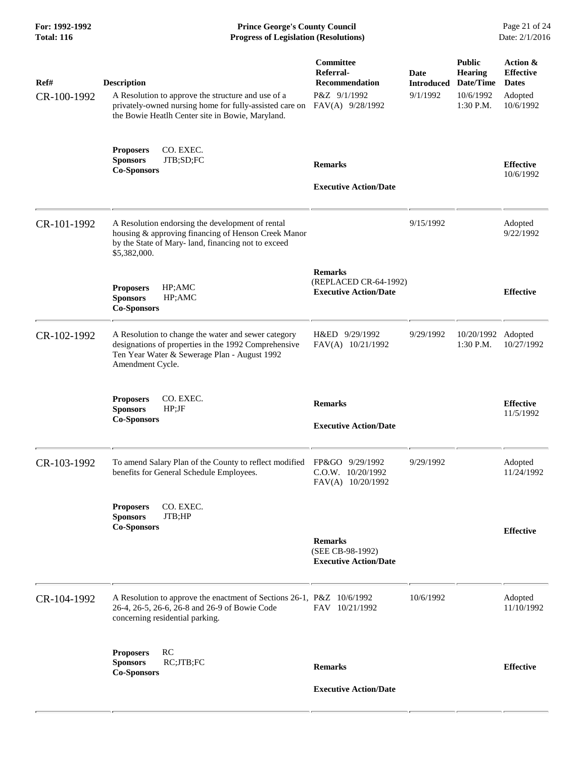| Ref# | Description | Committee Referral-Recommendation | Date Introduced | Public Hearing Date/Time | Action & Effective Dates |
|---|---|---|---|---|---|
| CR-100-1992 | A Resolution to approve the structure and use of a privately-owned nursing home for fully-assisted care on the Bowie Heatlh Center site in Bowie, Maryland. | P&Z 9/1/1992<br>FAV(A) 9/28/1992 | 9/1/1992 | 10/6/1992<br>1:30 P.M. | Adopted<br>10/6/1992 |
| | **Proposers** CO. EXEC.<br>**Sponsors** JTB;SD;FC<br>**Co-Sponsors** | **Remarks**<br><br>**Executive Action/Date** | | | **Effective**<br>10/6/1992 |
| CR-101-1992 | A Resolution endorsing the development of rental housing & approving financing of Henson Creek Manor by the State of Mary- land, financing not to exceed $5,382,000. | | 9/15/1992 | | Adopted<br>9/22/1992 |
| | **Proposers** HP;AMC<br>**Sponsors** HP;AMC<br>**Co-Sponsors** | **Remarks**<br>(REPLACED CR-64-1992)<br>**Executive Action/Date** | | | **Effective** |
| CR-102-1992 | A Resolution to change the water and sewer category designations of properties in the 1992 Comprehensive Ten Year Water & Sewerage Plan - August 1992 Amendment Cycle. | H&ED 9/29/1992<br>FAV(A) 10/21/1992 | 9/29/1992 | 10/20/1992<br>1:30 P.M. | Adopted<br>10/27/1992 |
| | **Proposers** CO. EXEC.<br>**Sponsors** HP;JF<br>**Co-Sponsors** | **Remarks**<br><br>**Executive Action/Date** | | | **Effective**<br>11/5/1992 |
| CR-103-1992 | To amend Salary Plan of the County to reflect modified benefits for General Schedule Employees. | FP&GO 9/29/1992<br>C.O.W. 10/20/1992<br>FAV(A) 10/20/1992 | 9/29/1992 | | Adopted<br>11/24/1992 |
| | **Proposers** CO. EXEC.<br>**Sponsors** JTB;HP<br>**Co-Sponsors** | **Remarks**<br>(SEE CB-98-1992)<br>**Executive Action/Date** | | | **Effective** |
| CR-104-1992 | A Resolution to approve the enactment of Sections 26-1, 26-4, 26-5, 26-6, 26-8 and 26-9 of Bowie Code concerning residential parking. | P&Z 10/6/1992<br>FAV 10/21/1992 | 10/6/1992 | | Adopted<br>11/10/1992 |
| | **Proposers** RC<br>**Sponsors** RC;JTB;FC<br>**Co-Sponsors** | **Remarks**<br><br>**Executive Action/Date** | | | **Effective** |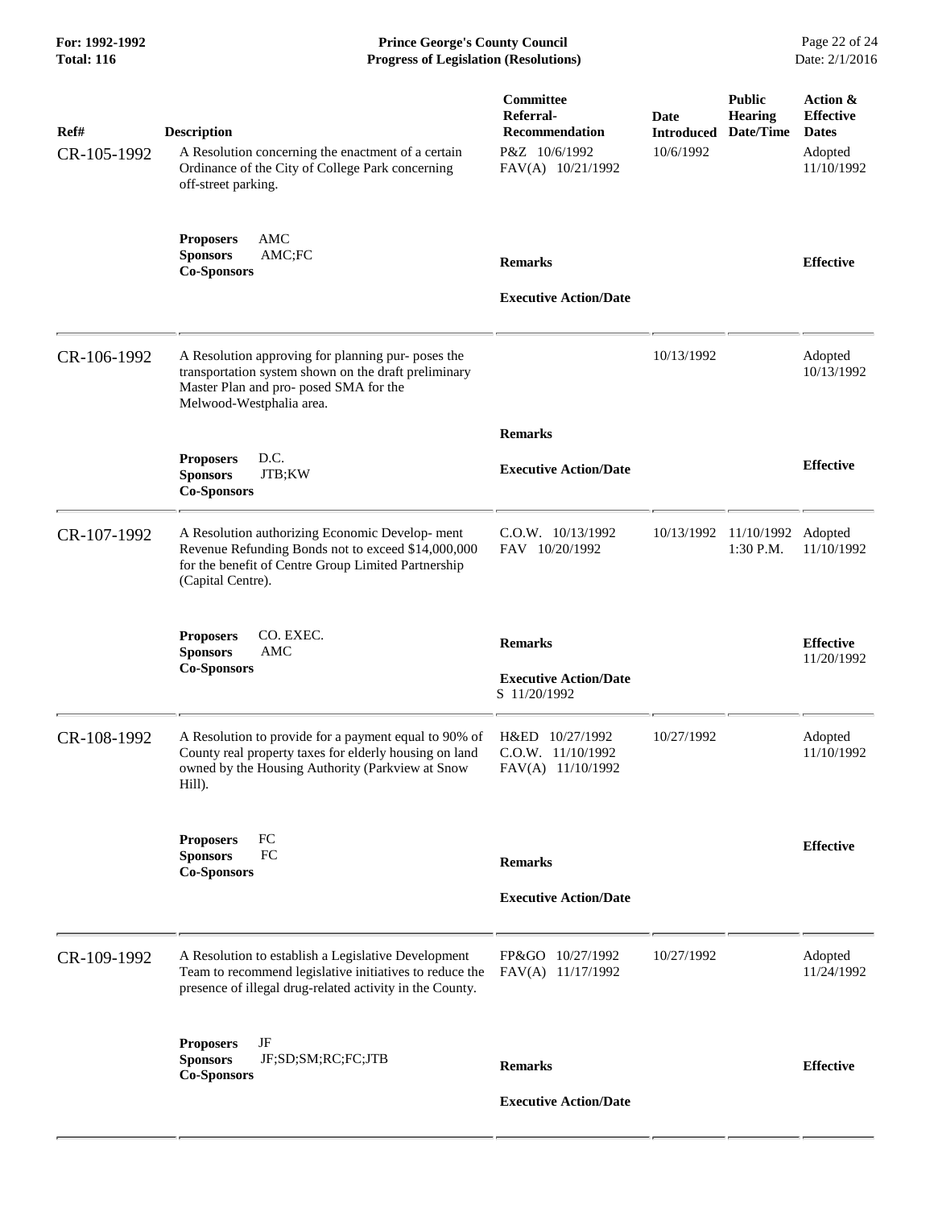| Ref# | Description | Committee Referral-Recommendation | Date Introduced | Public Hearing Date/Time | Action & Effective Dates |
|---|---|---|---|---|---|
| CR-105-1992 | A Resolution concerning the enactment of a certain Ordinance of the City of College Park concerning off-street parking. | P&Z 10/6/1992<br>FAV(A) 10/21/1992 | 10/6/1992 | | Adopted<br>11/10/1992 |
| | **Proposers** AMC<br>**Sponsors** AMC;FC<br>**Co-Sponsors** | **Remarks**<br><br>**Executive Action/Date** | | | **Effective** |
| CR-106-1992 | A Resolution approving for planning pur- poses the transportation system shown on the draft preliminary Master Plan and pro- posed SMA for the Melwood-Westphalia area. | | 10/13/1992 | | Adopted<br>10/13/1992 |
| | **Proposers** D.C.<br>**Sponsors** JTB;KW<br>**Co-Sponsors** | **Remarks**<br><br>**Executive Action/Date** | | | **Effective** |
| CR-107-1992 | A Resolution authorizing Economic Develop- ment Revenue Refunding Bonds not to exceed $14,000,000 for the benefit of Centre Group Limited Partnership (Capital Centre). | C.O.W. 10/13/1992<br>FAV 10/20/1992 | 10/13/1992 | 11/10/1992<br>1:30 P.M. | Adopted<br>11/10/1992 |
| | **Proposers** CO. EXEC.<br>**Sponsors** AMC<br>**Co-Sponsors** | **Remarks**<br><br>**Executive Action/Date**<br>S 11/20/1992 | | | **Effective**<br>11/20/1992 |
| CR-108-1992 | A Resolution to provide for a payment equal to 90% of County real property taxes for elderly housing on land owned by the Housing Authority (Parkview at Snow Hill). | H&ED 10/27/1992<br>C.O.W. 11/10/1992<br>FAV(A) 11/10/1992 | 10/27/1992 | | Adopted<br>11/10/1992 |
| | **Proposers** FC<br>**Sponsors** FC<br>**Co-Sponsors** | **Remarks**<br><br>**Executive Action/Date** | | | **Effective** |
| CR-109-1992 | A Resolution to establish a Legislative Development Team to recommend legislative initiatives to reduce the presence of illegal drug-related activity in the County. | FP&GO 10/27/1992<br>FAV(A) 11/17/1992 | 10/27/1992 | | Adopted<br>11/24/1992 |
| | **Proposers** JF<br>**Sponsors** JF;SD;SM;RC;FC;JTB<br>**Co-Sponsors** | **Remarks**<br><br>**Executive Action/Date** | | | **Effective** |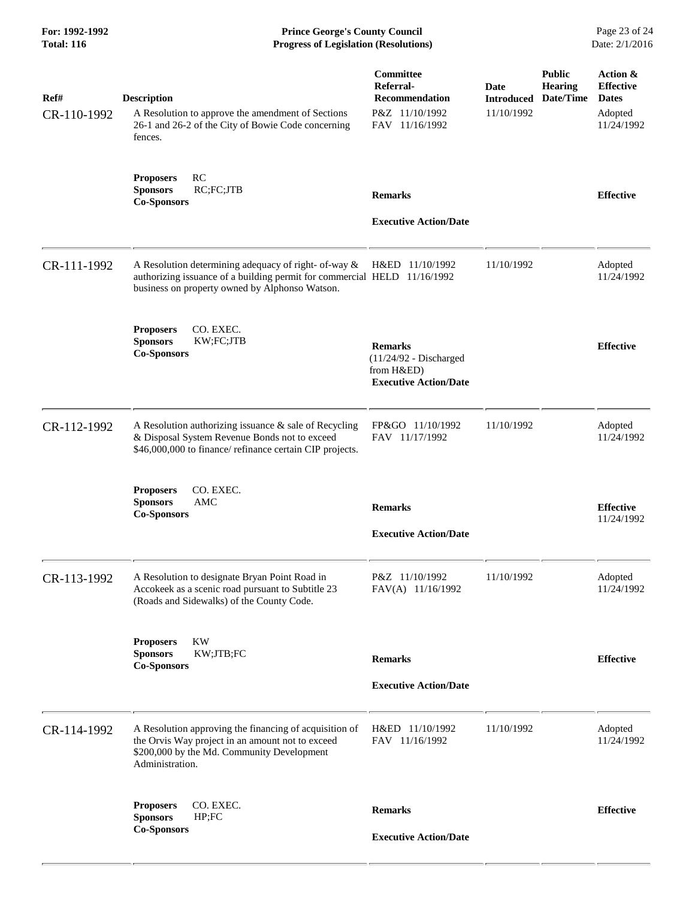| Ref# | Description | Committee Referral-Recommendation | Date Introduced | Public Hearing Date/Time | Action & Effective Dates |
|---|---|---|---|---|---|
| CR-110-1992 | A Resolution to approve the amendment of Sections 26-1 and 26-2 of the City of Bowie Code concerning fences. | P&Z 11/10/1992<br>FAV 11/16/1992 | 11/10/1992 | | Adopted 11/24/1992 |
| | **Proposers** RC<br>**Sponsors** RC;FC;JTB<br>**Co-Sponsors** | **Remarks**<br><br>**Executive Action/Date** | | | **Effective** |
| CR-111-1992 | A Resolution determining adequacy of right- of-way & authorizing issuance of a building permit for commercial business on property owned by Alphonso Watson. | H&ED 11/10/1992<br>HELD 11/16/1992 | 11/10/1992 | | Adopted 11/24/1992 |
| | **Proposers** CO. EXEC.<br>**Sponsors** KW;FC;JTB<br>**Co-Sponsors** | **Remarks**<br>(11/24/92 - Discharged from H&ED)<br>**Executive Action/Date** | | | **Effective** |
| CR-112-1992 | A Resolution authorizing issuance & sale of Recycling & Disposal System Revenue Bonds not to exceed $46,000,000 to finance/ refinance certain CIP projects. | FP&GO 11/10/1992<br>FAV 11/17/1992 | 11/10/1992 | | Adopted 11/24/1992 |
| | **Proposers** CO. EXEC.<br>**Sponsors** AMC<br>**Co-Sponsors** | **Remarks**<br><br>**Executive Action/Date** | | | **Effective** 11/24/1992 |
| CR-113-1992 | A Resolution to designate Bryan Point Road in Accokeek as a scenic road pursuant to Subtitle 23 (Roads and Sidewalks) of the County Code. | P&Z 11/10/1992<br>FAV(A) 11/16/1992 | 11/10/1992 | | Adopted 11/24/1992 |
| | **Proposers** KW<br>**Sponsors** KW;JTB;FC<br>**Co-Sponsors** | **Remarks**<br><br>**Executive Action/Date** | | | **Effective** |
| CR-114-1992 | A Resolution approving the financing of acquisition of the Orvis Way project in an amount not to exceed $200,000 by the Md. Community Development Administration. | H&ED 11/10/1992<br>FAV 11/16/1992 | 11/10/1992 | | Adopted 11/24/1992 |
| | **Proposers** CO. EXEC.<br>**Sponsors** HP;FC<br>**Co-Sponsors** | **Remarks**<br><br>**Executive Action/Date** | | | **Effective** |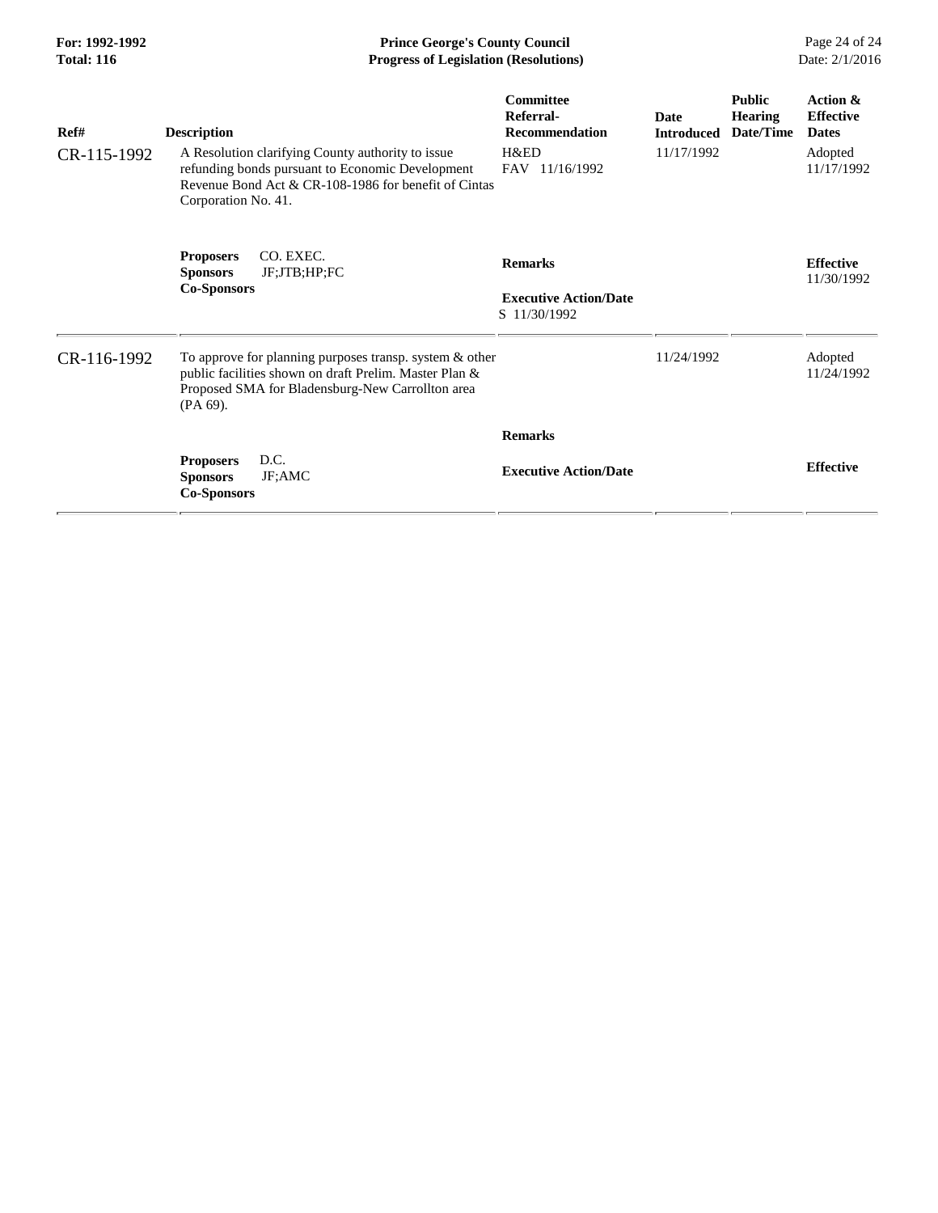| Ref# | Description | Committee Referral-Recommendation | Date Introduced | Public Hearing Date/Time | Action & Effective Dates |
|---|---|---|---|---|---|
| CR-115-1992 | A Resolution clarifying County authority to issue refunding bonds pursuant to Economic Development Revenue Bond Act & CR-108-1986 for benefit of Cintas Corporation No. 41. | H&ED FAV 11/16/1992 | 11/17/1992 | | Adopted 11/17/1992 |
| | **Proposers** CO. EXEC. **Sponsors** JF;JTB;HP;FC **Co-Sponsors** | **Remarks** **Executive Action/Date** S 11/30/1992 | | | **Effective** 11/30/1992 |
| CR-116-1992 | To approve for planning purposes transp. system & other public facilities shown on draft Prelim. Master Plan & Proposed SMA for Bladensburg-New Carrollton area (PA 69). | | 11/24/1992 | | Adopted 11/24/1992 |
| | **Proposers** D.C. **Sponsors** JF;AMC **Co-Sponsors** | **Remarks** **Executive Action/Date** | | | **Effective** |